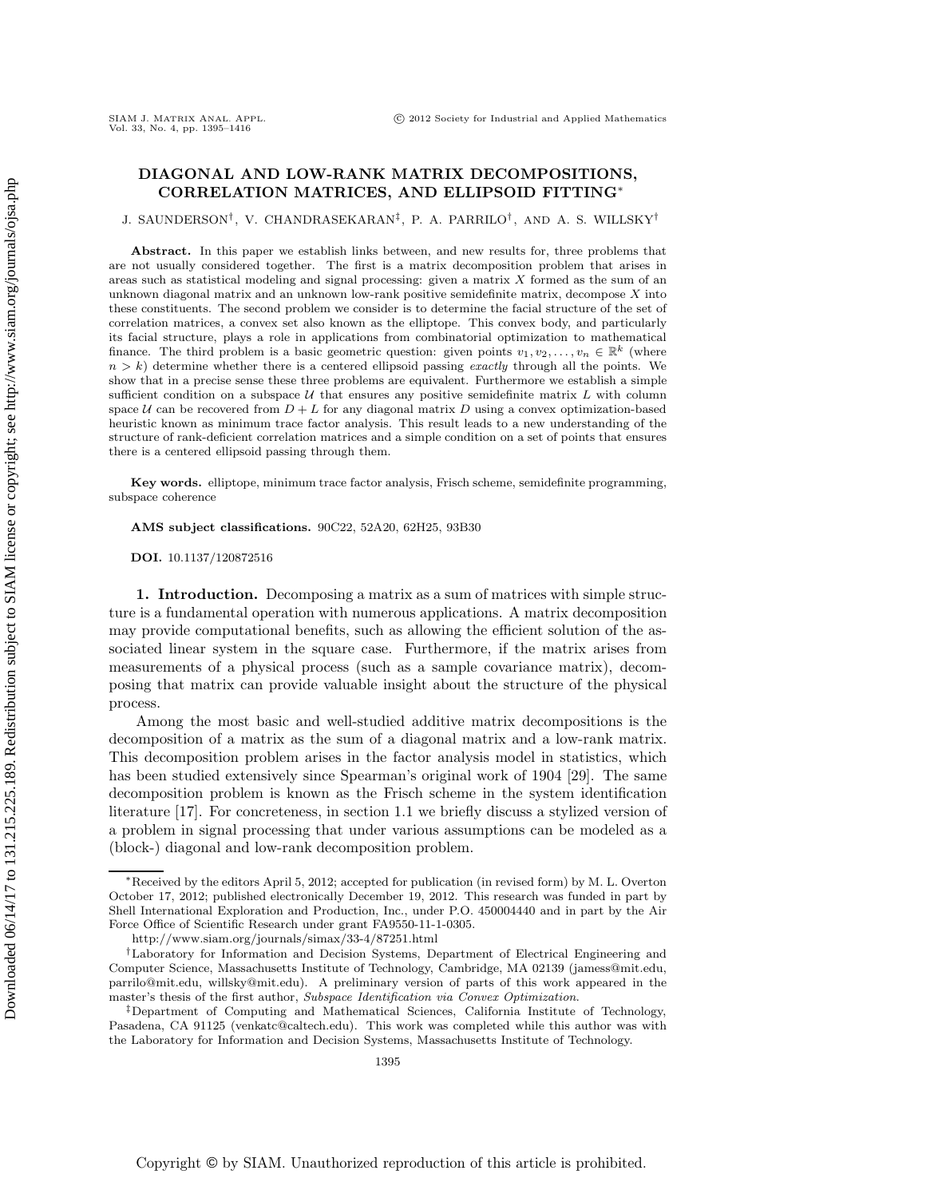# DIAGONAL AND LOW-RANK MATRIX DECOMPOSITIONS, CORRELATION MATRICES, AND ELLIPSOID FITTING*

J. SAUNDERSON†, V. CHANDRASEKARAN‡, P. A. PARRILO†, AND A. S. WILLSKY†

**Abstract.** In this paper we establish links between, and new results for, three problems that are not usually considered together. The first is a matrix decomposition problem that arises in areas such as statistical modeling and signal processing: given a matrix $X$ formed as the sum of an unknown diagonal matrix and an unknown low-rank positive semidefinite matrix, decompose $X$ into these constituents. The second problem we consider is to determine the facial structure of the set of correlation matrices, a convex set also known as the elliptope. This convex body, and particularly its facial structure, plays a role in applications from combinatorial optimization to mathematical finance. The third problem is a basic geometric question: given points $v_1, v_2, \ldots, v_n \in \mathbb{R}^k$ (where $n > k$) determine whether there is a centered ellipsoid passing *exactly* through all the points. We show that in a precise sense these three problems are equivalent. Furthermore we establish a simple sufficient condition on a subspace $\mathcal{U}$ that ensures any positive semidefinite matrix $L$ with column space $\mathcal{U}$ can be recovered from $D + L$ for any diagonal matrix $D$ using a convex optimization-based heuristic known as minimum trace factor analysis. This result leads to a new understanding of the structure of rank-deficient correlation matrices and a simple condition on a set of points that ensures there is a centered ellipsoid passing through them.

**Key words.** elliptope, minimum trace factor analysis, Frisch scheme, semidefinite programming, subspace coherence

**AMS subject classifications.** 90C22, 52A20, 62H25, 93B30

**DOI.** 10.1137/120872516

## 1. Introduction.

Decomposing a matrix as a sum of matrices with simple structure is a fundamental operation with numerous applications. A matrix decomposition may provide computational benefits, such as allowing the efficient solution of the associated linear system in the square case. Furthermore, if the matrix arises from measurements of a physical process (such as a sample covariance matrix), decomposing that matrix can provide valuable insight about the structure of the physical process.

Among the most basic and well-studied additive matrix decompositions is the decomposition of a matrix as the sum of a diagonal matrix and a low-rank matrix. This decomposition problem arises in the factor analysis model in statistics, which has been studied extensively since Spearman's original work of 1904 [29]. The same decomposition problem is known as the Frisch scheme in the system identification literature [17]. For concreteness, in section 1.1 we briefly discuss a stylized version of a problem in signal processing that under various assumptions can be modeled as a (block-) diagonal and low-rank decomposition problem.

---

*Received by the editors April 5, 2012; accepted for publication (in revised form) by M. L. Overton October 17, 2012; published electronically December 19, 2012. This research was funded in part by Shell International Exploration and Production, Inc., under P.O. 450004440 and in part by the Air Force Office of Scientific Research under grant FA9550-11-1-0305.

http://www.siam.org/journals/simax/33-4/87251.html

†Laboratory for Information and Decision Systems, Department of Electrical Engineering and Computer Science, Massachusetts Institute of Technology, Cambridge, MA 02139 (jamess@mit.edu, parrilo@mit.edu, willsky@mit.edu). A preliminary version of parts of this work appeared in the master's thesis of the first author, *Subspace Identification via Convex Optimization*.

‡Department of Computing and Mathematical Sciences, California Institute of Technology, Pasadena, CA 91125 (venkatc@caltech.edu). This work was completed while this author was with the Laboratory for Information and Decision Systems, Massachusetts Institute of Technology.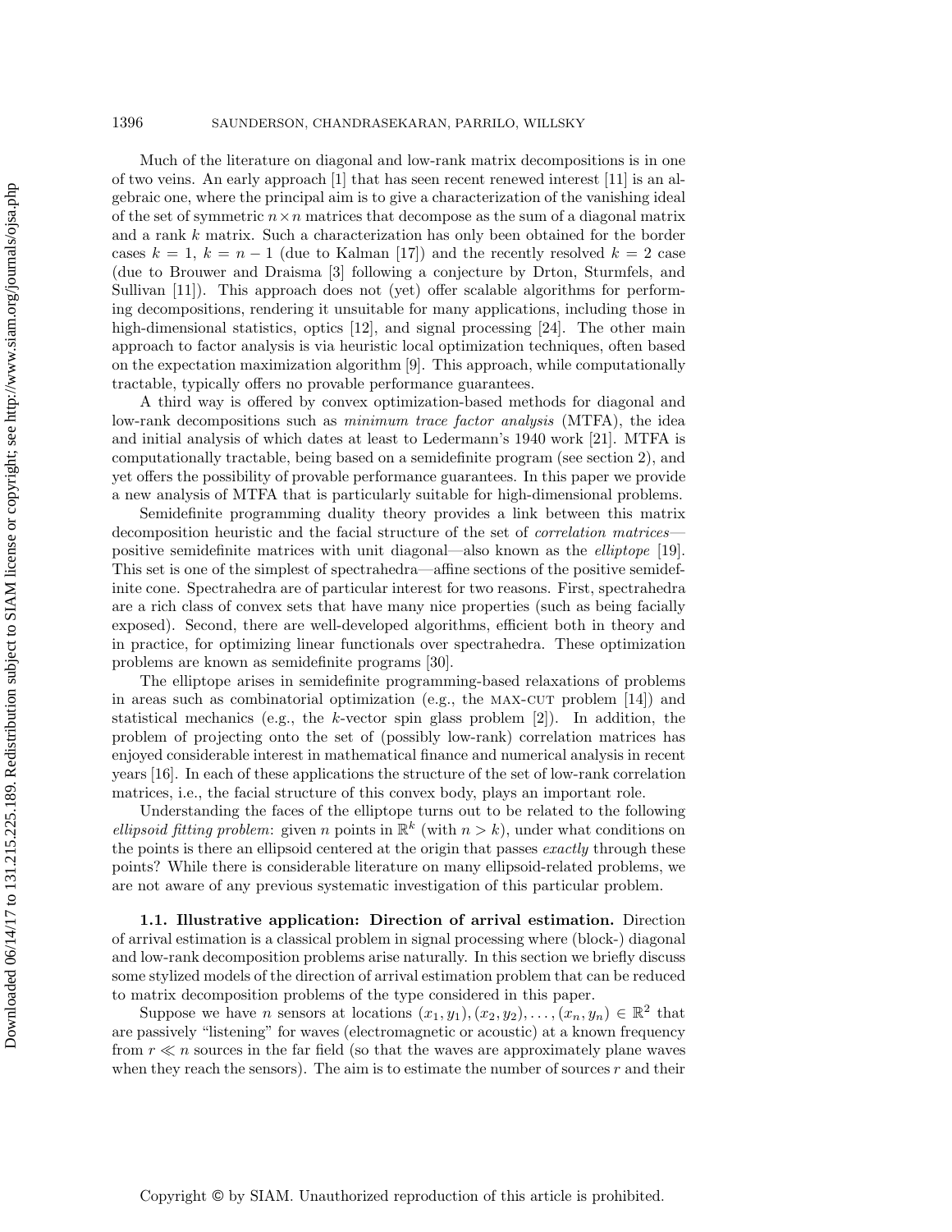Much of the literature on diagonal and low-rank matrix decompositions is in one of two veins. An early approach [1] that has seen recent renewed interest [11] is an algebraic one, where the principal aim is to give a characterization of the vanishing ideal of the set of symmetric $n \times n$ matrices that decompose as the sum of a diagonal matrix and a rank $k$ matrix. Such a characterization has only been obtained for the border cases $k = 1$, $k = n - 1$ (due to Kalman [17]) and the recently resolved $k = 2$ case (due to Brouwer and Draisma [3] following a conjecture by Drton, Sturmfels, and Sullivant [11]). This approach does not (yet) offer scalable algorithms for performing decompositions, rendering it unsuitable for many applications, including those in high-dimensional statistics, optics [12], and signal processing [24]. The other main approach to factor analysis is via heuristic local optimization techniques, often based on the expectation maximization algorithm [9]. This approach, while computationally tractable, typically offers no provable performance guarantees.

A third way is offered by convex optimization-based methods for diagonal and low-rank decompositions such as *minimum trace factor analysis* (MTFA), the idea and initial analysis of which dates at least to Ledermann's 1940 work [21]. MTFA is computationally tractable, being based on a semidefinite program (see section 2), and yet offers the possibility of provable performance guarantees. In this paper we provide a new analysis of MTFA that is particularly suitable for high-dimensional problems.

Semidefinite programming duality theory provides a link between this matrix decomposition heuristic and the facial structure of the set of *correlation matrices*—positive semidefinite matrices with unit diagonal—also known as the *elliptope* [19]. This set is one of the simplest of spectrahedra—affine sections of the positive semidefinite cone. Spectrahedra are of particular interest for two reasons. First, spectrahedra are a rich class of convex sets that have many nice properties (such as being facially exposed). Second, there are well-developed algorithms, efficient both in theory and in practice, for optimizing linear functionals over spectrahedra. These optimization problems are known as semidefinite programs [30].

The elliptope arises in semidefinite programming-based relaxations of problems in areas such as combinatorial optimization (e.g., the MAX-CUT problem [14]) and statistical mechanics (e.g., the $k$-vector spin glass problem [2]). In addition, the problem of projecting onto the set of (possibly low-rank) correlation matrices has enjoyed considerable interest in mathematical finance and numerical analysis in recent years [16]. In each of these applications the structure of the set of low-rank correlation matrices, i.e., the facial structure of this convex body, plays an important role.

Understanding the faces of the elliptope turns out to be related to the following *ellipsoid fitting problem*: given $n$ points in $\mathbb{R}^k$ (with $n > k$), under what conditions on the points is there an ellipsoid centered at the origin that passes *exactly* through these points? While there is considerable literature on many ellipsoid-related problems, we are not aware of any previous systematic investigation of this particular problem.

### 1.1. Illustrative application: Direction of arrival estimation.

Direction of arrival estimation is a classical problem in signal processing where (block-) diagonal and low-rank decomposition problems arise naturally. In this section we briefly discuss some stylized models of the direction of arrival estimation problem that can be reduced to matrix decomposition problems of the type considered in this paper.

Suppose we have $n$ sensors at locations $(x_1, y_1), (x_2, y_2), \ldots, (x_n, y_n) \in \mathbb{R}^2$ that are passively "listening" for waves (electromagnetic or acoustic) at a known frequency from $r \ll n$ sources in the far field (so that the waves are approximately plane waves when they reach the sensors). The aim is to estimate the number of sources $r$ and their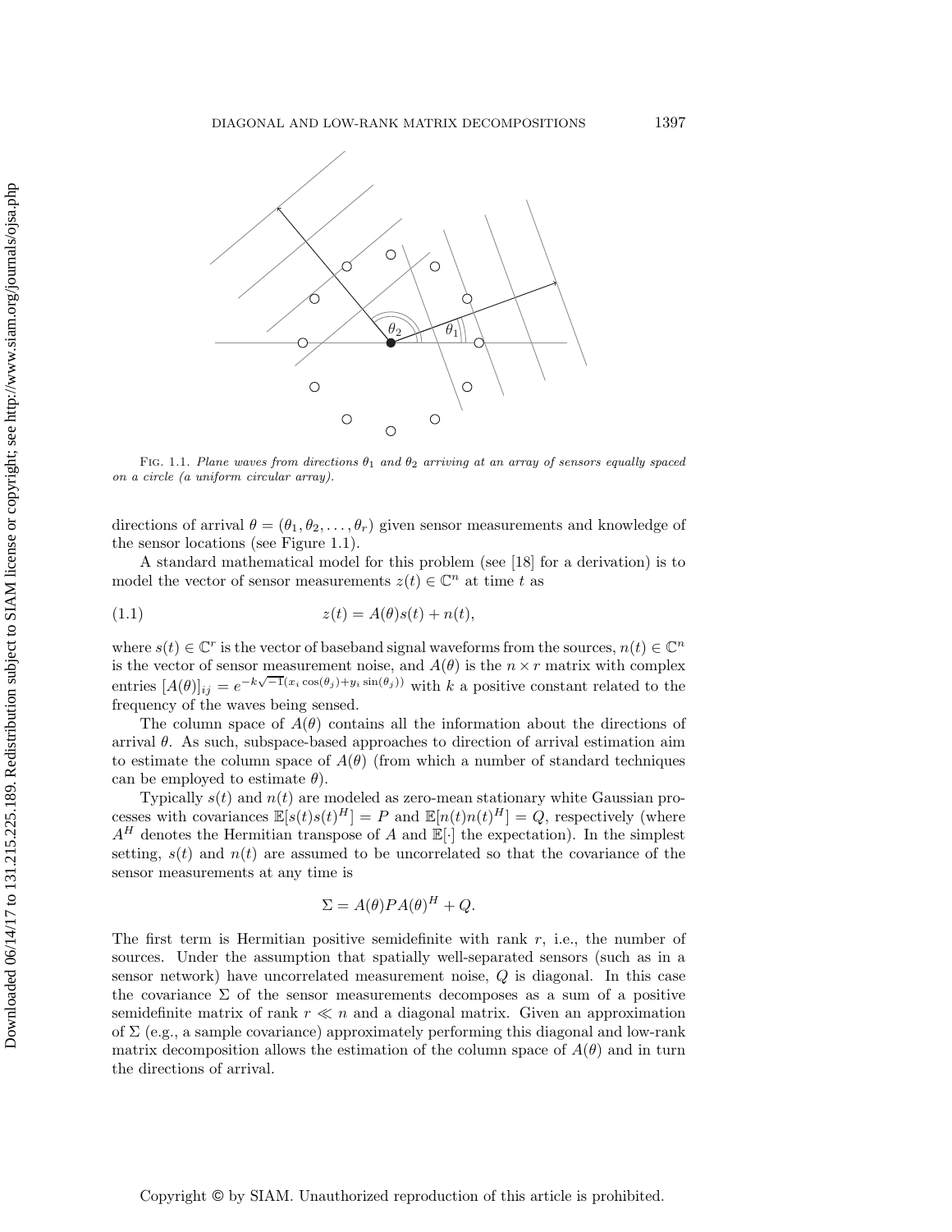FIG. 1.1. *Plane waves from directions $\theta_1$ and $\theta_2$ arriving at an array of sensors equally spaced on a circle (a uniform circular array).*

directions of arrival $\theta = (\theta_1, \theta_2, \ldots, \theta_r)$ given sensor measurements and knowledge of the sensor locations (see Figure 1.1).

A standard mathematical model for this problem (see [18] for a derivation) is to model the vector of sensor measurements $z(t) \in \mathbb{C}^n$ at time $t$ as

$$z(t) = A(\theta)s(t) + n(t), \tag{1.1}$$

where $s(t) \in \mathbb{C}^r$ is the vector of baseband signal waveforms from the sources, $n(t) \in \mathbb{C}^n$ is the vector of sensor measurement noise, and $A(\theta)$ is the $n \times r$ matrix with complex entries $[A(\theta)]_{ij} = e^{-k\sqrt{-1}(x_i \cos(\theta_j) + y_i \sin(\theta_j))}$ with $k$ a positive constant related to the frequency of the waves being sensed.

The column space of $A(\theta)$ contains all the information about the directions of arrival $\theta$. As such, subspace-based approaches to direction of arrival estimation aim to estimate the column space of $A(\theta)$ (from which a number of standard techniques can be employed to estimate $\theta$).

Typically $s(t)$ and $n(t)$ are modeled as zero-mean stationary white Gaussian processes with covariances $\mathbb{E}[s(t)s(t)^H] = P$ and $\mathbb{E}[n(t)n(t)^H] = Q$, respectively (where $A^H$ denotes the Hermitian transpose of $A$ and $\mathbb{E}[\cdot]$ the expectation). In the simplest setting, $s(t)$ and $n(t)$ are assumed to be uncorrelated so that the covariance of the sensor measurements at any time is

$$\Sigma = A(\theta)PA(\theta)^H + Q.$$

The first term is Hermitian positive semidefinite with rank $r$, i.e., the number of sources. Under the assumption that spatially well-separated sensors (such as in a sensor network) have uncorrelated measurement noise, $Q$ is diagonal. In this case the covariance $\Sigma$ of the sensor measurements decomposes as a sum of a positive semidefinite matrix of rank $r \ll n$ and a diagonal matrix. Given an approximation of $\Sigma$ (e.g., a sample covariance) approximately performing this diagonal and low-rank matrix decomposition allows the estimation of the column space of $A(\theta)$ and in turn the directions of arrival.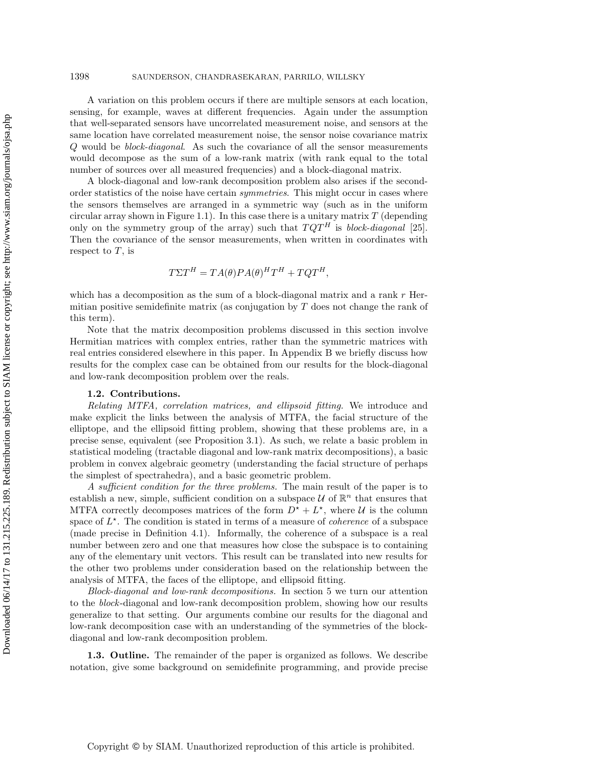A variation on this problem occurs if there are multiple sensors at each location, sensing, for example, waves at different frequencies. Again under the assumption that well-separated sensors have uncorrelated measurement noise, and sensors at the same location have correlated measurement noise, the sensor noise covariance matrix $Q$ would be *block-diagonal*. As such the covariance of all the sensor measurements would decompose as the sum of a low-rank matrix (with rank equal to the total number of sources over all measured frequencies) and a block-diagonal matrix.

A block-diagonal and low-rank decomposition problem also arises if the second-order statistics of the noise have certain *symmetries*. This might occur in cases where the sensors themselves are arranged in a symmetric way (such as in the uniform circular array shown in Figure 1.1). In this case there is a unitary matrix $T$ (depending only on the symmetry group of the array) such that $TQT^H$ is *block-diagonal* [25]. Then the covariance of the sensor measurements, when written in coordinates with respect to $T$, is

$$T\Sigma T^H = TA(\theta)PA(\theta)^H T^H + TQT^H,$$

which has a decomposition as the sum of a block-diagonal matrix and a rank $r$ Hermitian positive semidefinite matrix (as conjugation by $T$ does not change the rank of this term).

Note that the matrix decomposition problems discussed in this section involve Hermitian matrices with complex entries, rather than the symmetric matrices with real entries considered elsewhere in this paper. In Appendix B we briefly discuss how results for the complex case can be obtained from our results for the block-diagonal and low-rank decomposition problem over the reals.

### 1.2. Contributions.

*Relating MTFA, correlation matrices, and ellipsoid fitting.* We introduce and make explicit the links between the analysis of MTFA, the facial structure of the elliptope, and the ellipsoid fitting problem, showing that these problems are, in a precise sense, equivalent (see Proposition 3.1). As such, we relate a basic problem in statistical modeling (tractable diagonal and low-rank matrix decompositions), a basic problem in convex algebraic geometry (understanding the facial structure of perhaps the simplest of spectrahedra), and a basic geometric problem.

*A sufficient condition for the three problems.* The main result of the paper is to establish a new, simple, sufficient condition on a subspace $\mathcal{U}$ of $\mathbb{R}^n$ that ensures that MTFA correctly decomposes matrices of the form $D^\star + L^\star$, where $\mathcal{U}$ is the column space of $L^\star$. The condition is stated in terms of a measure of *coherence* of a subspace (made precise in Definition 4.1). Informally, the coherence of a subspace is a real number between zero and one that measures how close the subspace is to containing any of the elementary unit vectors. This result can be translated into new results for the other two problems under consideration based on the relationship between the analysis of MTFA, the faces of the elliptope, and ellipsoid fitting.

*Block-diagonal and low-rank decompositions.* In section 5 we turn our attention to the *block*-diagonal and low-rank decomposition problem, showing how our results generalize to that setting. Our arguments combine our results for the diagonal and low-rank decomposition case with an understanding of the symmetries of the block-diagonal and low-rank decomposition problem.

**1.3. Outline.** The remainder of the paper is organized as follows. We describe notation, give some background on semidefinite programming, and provide precise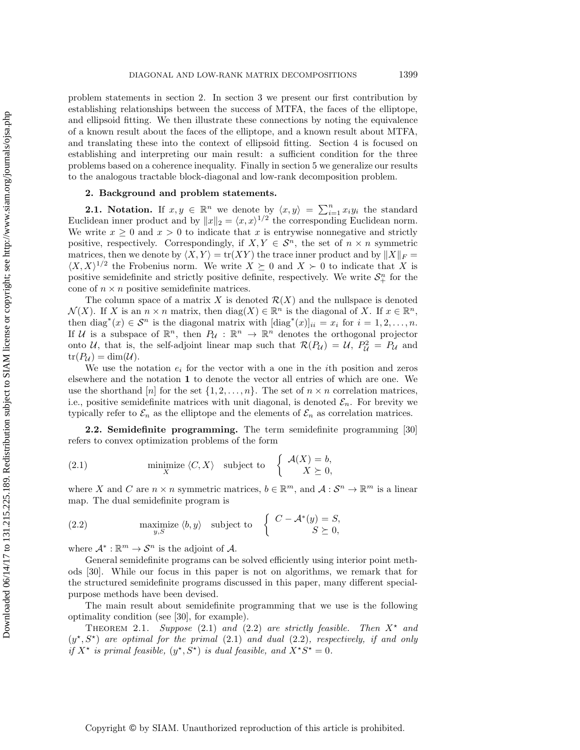problem statements in section 2. In section 3 we present our first contribution by establishing relationships between the success of MTFA, the faces of the elliptope, and ellipsoid fitting. We then illustrate these connections by noting the equivalence of a known result about the faces of the elliptope, and a known result about MTFA, and translating these into the context of ellipsoid fitting. Section 4 is focused on establishing and interpreting our main result: a sufficient condition for the three problems based on a coherence inequality. Finally in section 5 we generalize our results to the analogous tractable block-diagonal and low-rank decomposition problem.

## 2. Background and problem statements.

### 2.1. Notation.

If $x, y \in \mathbb{R}^n$ we denote by $\langle x, y\rangle = \sum_{i=1}^n x_i y_i$ the standard Euclidean inner product and by $\|x\|_2 = \langle x, x\rangle^{1/2}$ the corresponding Euclidean norm. We write $x \geq 0$ and $x > 0$ to indicate that $x$ is entrywise nonnegative and strictly positive, respectively. Correspondingly, if $X, Y \in \mathcal{S}^n$, the set of $n \times n$ symmetric matrices, then we denote by $\langle X, Y\rangle = \operatorname{tr}(XY)$ the trace inner product and by $\|X\|_F = \langle X, X\rangle^{1/2}$ the Frobenius norm. We write $X \succeq 0$ and $X \succ 0$ to indicate that $X$ is positive semidefinite and strictly positive definite, respectively. We write $\mathcal{S}_+^n$ for the cone of $n \times n$ positive semidefinite matrices.

The column space of a matrix $X$ is denoted $\mathcal{R}(X)$ and the nullspace is denoted $\mathcal{N}(X)$. If $X$ is an $n \times n$ matrix, then $\operatorname{diag}(X) \in \mathbb{R}^n$ is the diagonal of $X$. If $x \in \mathbb{R}^n$, then $\operatorname{diag}^*(x) \in \mathcal{S}^n$ is the diagonal matrix with $[\operatorname{diag}^*(x)]_{ii} = x_i$ for $i = 1, 2, \ldots, n$. If $\mathcal{U}$ is a subspace of $\mathbb{R}^n$, then $P_\mathcal{U} : \mathbb{R}^n \to \mathbb{R}^n$ denotes the orthogonal projector onto $\mathcal{U}$, that is, the self-adjoint linear map such that $\mathcal{R}(P_\mathcal{U}) = \mathcal{U}$, $P_\mathcal{U}^2 = P_\mathcal{U}$ and $\operatorname{tr}(P_\mathcal{U}) = \dim(\mathcal{U})$.

We use the notation $e_i$ for the vector with a one in the $i$th position and zeros elsewhere and the notation $\mathbf{1}$ to denote the vector all entries of which are one. We use the shorthand $[n]$ for the set $\{1, 2, \ldots, n\}$. The set of $n \times n$ correlation matrices, i.e., positive semidefinite matrices with unit diagonal, is denoted $\mathcal{E}_n$. For brevity we typically refer to $\mathcal{E}_n$ as the elliptope and the elements of $\mathcal{E}_n$ as correlation matrices.

### 2.2. Semidefinite programming.

The term semidefinite programming [30] refers to convex optimization problems of the form

$$\underset{X}{\text{minimize}}\ \langle C, X\rangle \quad \text{subject to} \quad \begin{cases} \mathcal{A}(X) = b, \\ X \succeq 0, \end{cases} \tag{2.1}$$

where $X$ and $C$ are $n \times n$ symmetric matrices, $b \in \mathbb{R}^m$, and $\mathcal{A} : \mathcal{S}^n \to \mathbb{R}^m$ is a linear map. The dual semidefinite program is

$$\underset{y,S}{\text{maximize}}\ \langle b, y\rangle \quad \text{subject to} \quad \begin{cases} C - \mathcal{A}^*(y) = S, \\ S \succeq 0, \end{cases} \tag{2.2}$$

where $\mathcal{A}^* : \mathbb{R}^m \to \mathcal{S}^n$ is the adjoint of $\mathcal{A}$.

General semidefinite programs can be solved efficiently using interior point methods [30]. While our focus in this paper is not on algorithms, we remark that for the structured semidefinite programs discussed in this paper, many different special-purpose methods have been devised.

The main result about semidefinite programming that we use is the following optimality condition (see [30], for example).

Theorem 2.1. *Suppose* (2.1) *and* (2.2) *are strictly feasible. Then $X^\star$ and $(y^\star, S^\star)$ are optimal for the primal* (2.1) *and dual* (2.2)*, respectively, if and only if $X^\star$ is primal feasible, $(y^\star, S^\star)$ is dual feasible, and $X^\star S^\star = 0$.*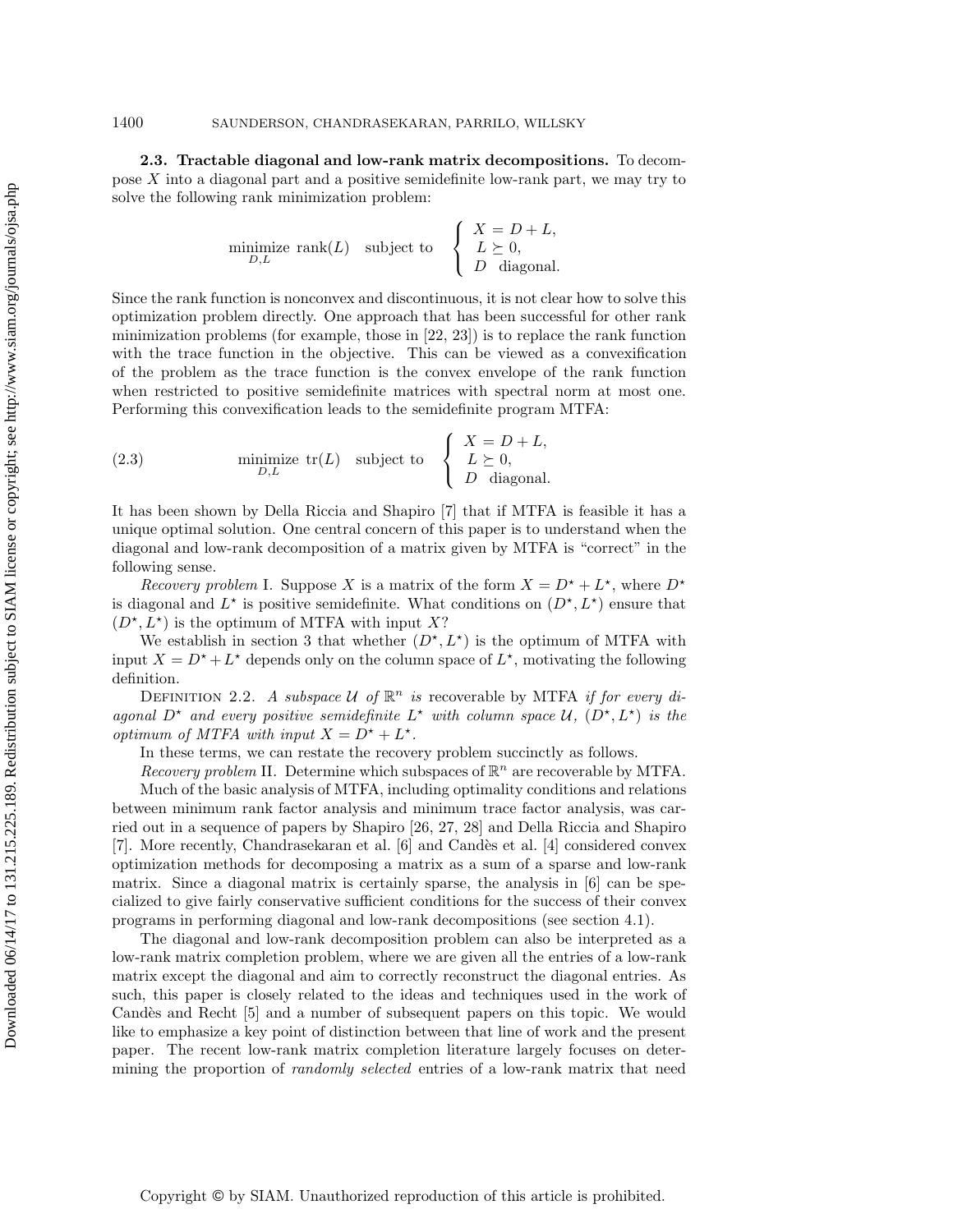**2.3. Tractable diagonal and low-rank matrix decompositions.** To decompose $X$ into a diagonal part and a positive semidefinite low-rank part, we may try to solve the following rank minimization problem:

$$\underset{D,L}{\text{minimize}} \ \operatorname{rank}(L) \quad \text{subject to} \quad \begin{cases} X = D + L, \\ L \succeq 0, \\ D \ \ \text{diagonal.} \end{cases}$$

Since the rank function is nonconvex and discontinuous, it is not clear how to solve this optimization problem directly. One approach that has been successful for other rank minimization problems (for example, those in [22, 23]) is to replace the rank function with the trace function in the objective. This can be viewed as a convexification of the problem as the trace function is the convex envelope of the rank function when restricted to positive semidefinite matrices with spectral norm at most one. Performing this convexification leads to the semidefinite program MTFA:

$$\underset{D,L}{\text{minimize}} \ \operatorname{tr}(L) \quad \text{subject to} \quad \begin{cases} X = D + L, \\ L \succeq 0, \\ D \ \ \text{diagonal.} \end{cases} \tag{2.3}$$

It has been shown by Della Riccia and Shapiro [7] that if MTFA is feasible it has a unique optimal solution. One central concern of this paper is to understand when the diagonal and low-rank decomposition of a matrix given by MTFA is "correct" in the following sense.

*Recovery problem* I. Suppose $X$ is a matrix of the form $X = D^\star + L^\star$, where $D^\star$ is diagonal and $L^\star$ is positive semidefinite. What conditions on $(D^\star, L^\star)$ ensure that $(D^\star, L^\star)$ is the optimum of MTFA with input $X$?

We establish in section 3 that whether $(D^\star, L^\star)$ is the optimum of MTFA with input $X = D^\star + L^\star$ depends only on the column space of $L^\star$, motivating the following definition.

Definition 2.2. *A subspace $\mathcal{U}$ of $\mathbb{R}^n$ is* recoverable by MTFA *if for every diagonal $D^\star$ and every positive semidefinite $L^\star$ with column space $\mathcal{U}$, $(D^\star, L^\star)$ is the optimum of MTFA with input $X = D^\star + L^\star$.*

In these terms, we can restate the recovery problem succinctly as follows.

*Recovery problem* II. Determine which subspaces of $\mathbb{R}^n$ are recoverable by MTFA.

Much of the basic analysis of MTFA, including optimality conditions and relations between minimum rank factor analysis and minimum trace factor analysis, was carried out in a sequence of papers by Shapiro [26, 27, 28] and Della Riccia and Shapiro [7]. More recently, Chandrasekaran et al. [6] and Candès et al. [4] considered convex optimization methods for decomposing a matrix as a sum of a sparse and low-rank matrix. Since a diagonal matrix is certainly sparse, the analysis in [6] can be specialized to give fairly conservative sufficient conditions for the success of their convex programs in performing diagonal and low-rank decompositions (see section 4.1).

The diagonal and low-rank decomposition problem can also be interpreted as a low-rank matrix completion problem, where we are given all the entries of a low-rank matrix except the diagonal and aim to correctly reconstruct the diagonal entries. As such, this paper is closely related to the ideas and techniques used in the work of Candès and Recht [5] and a number of subsequent papers on this topic. We would like to emphasize a key point of distinction between that line of work and the present paper. The recent low-rank matrix completion literature largely focuses on determining the proportion of *randomly selected* entries of a low-rank matrix that need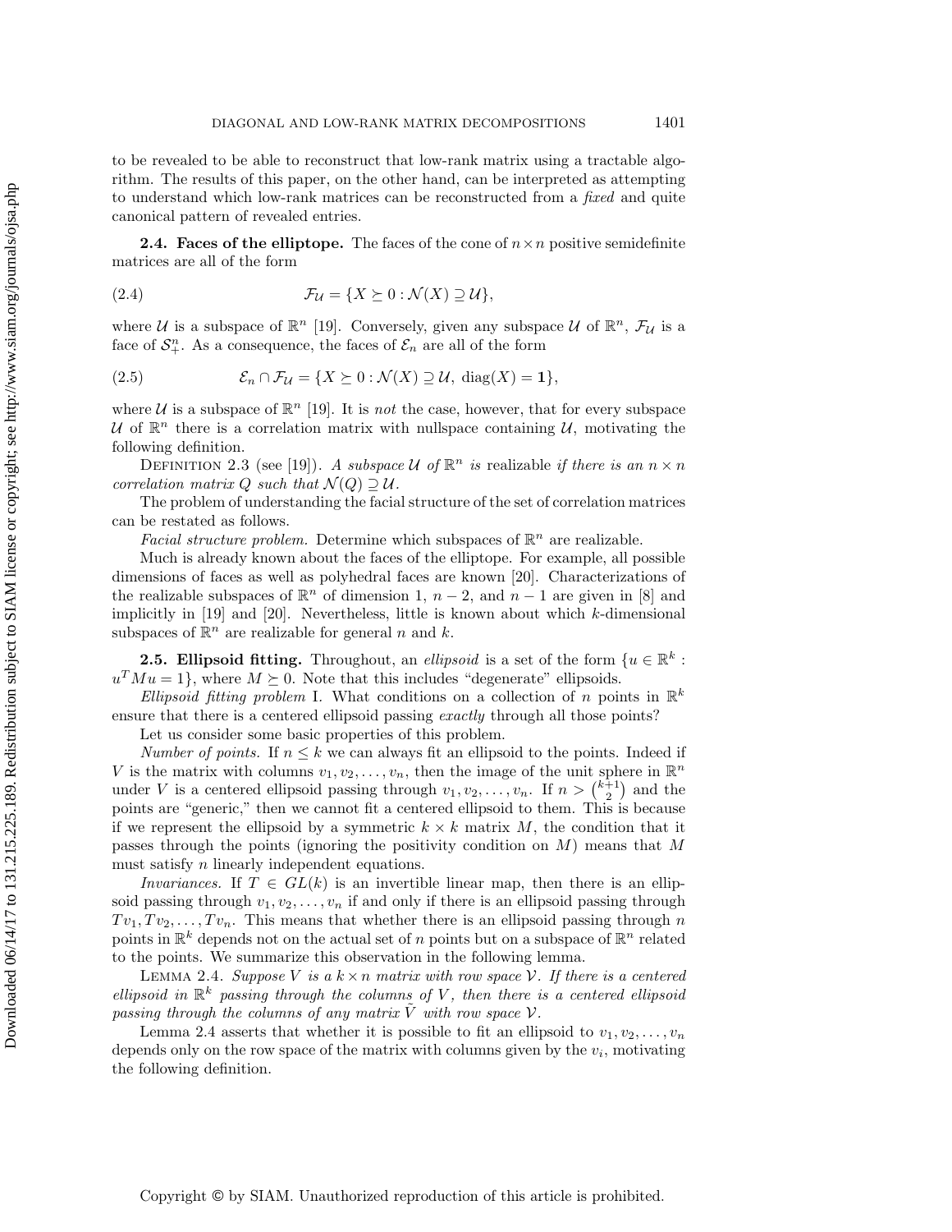to be revealed to be able to reconstruct that low-rank matrix using a tractable algorithm. The results of this paper, on the other hand, can be interpreted as attempting to understand which low-rank matrices can be reconstructed from a *fixed* and quite canonical pattern of revealed entries.

### 2.4. Faces of the elliptope.

The faces of the cone of $n \times n$ positive semidefinite matrices are all of the form

$$\mathcal{F}_{\mathcal{U}} = \{X \succeq 0 : \mathcal{N}(X) \supseteq \mathcal{U}\}, \tag{2.4}$$

where $\mathcal{U}$ is a subspace of $\mathbb{R}^n$ [19]. Conversely, given any subspace $\mathcal{U}$ of $\mathbb{R}^n$, $\mathcal{F}_{\mathcal{U}}$ is a face of $\mathcal{S}_+^n$. As a consequence, the faces of $\mathcal{E}_n$ are all of the form

$$\mathcal{E}_n \cap \mathcal{F}_{\mathcal{U}} = \{X \succeq 0 : \mathcal{N}(X) \supseteq \mathcal{U},\ \mathrm{diag}(X) = \mathbf{1}\}, \tag{2.5}$$

where $\mathcal{U}$ is a subspace of $\mathbb{R}^n$ [19]. It is *not* the case, however, that for every subspace $\mathcal{U}$ of $\mathbb{R}^n$ there is a correlation matrix with nullspace containing $\mathcal{U}$, motivating the following definition.

Definition 2.3 (see [19]). *A subspace $\mathcal{U}$ of $\mathbb{R}^n$ is* realizable *if there is an $n \times n$ correlation matrix $Q$ such that $\mathcal{N}(Q) \supseteq \mathcal{U}$.*

The problem of understanding the facial structure of the set of correlation matrices can be restated as follows.

*Facial structure problem.* Determine which subspaces of $\mathbb{R}^n$ are realizable.

Much is already known about the faces of the elliptope. For example, all possible dimensions of faces as well as polyhedral faces are known [20]. Characterizations of the realizable subspaces of $\mathbb{R}^n$ of dimension 1, $n-2$, and $n-1$ are given in [8] and implicitly in [19] and [20]. Nevertheless, little is known about which $k$-dimensional subspaces of $\mathbb{R}^n$ are realizable for general $n$ and $k$.

### 2.5. Ellipsoid fitting.

Throughout, an *ellipsoid* is a set of the form $\{u \in \mathbb{R}^k : u^T M u = 1\}$, where $M \succeq 0$. Note that this includes "degenerate" ellipsoids.

*Ellipsoid fitting problem* I. What conditions on a collection of $n$ points in $\mathbb{R}^k$ ensure that there is a centered ellipsoid passing *exactly* through all those points?

Let us consider some basic properties of this problem.

*Number of points.* If $n \leq k$ we can always fit an ellipsoid to the points. Indeed if $V$ is the matrix with columns $v_1, v_2, \ldots, v_n$, then the image of the unit sphere in $\mathbb{R}^n$ under $V$ is a centered ellipsoid passing through $v_1, v_2, \ldots, v_n$. If $n > \binom{k+1}{2}$ and the points are "generic," then we cannot fit a centered ellipsoid to them. This is because if we represent the ellipsoid by a symmetric $k \times k$ matrix $M$, the condition that it passes through the points (ignoring the positivity condition on $M$) means that $M$ must satisfy $n$ linearly independent equations.

*Invariances.* If $T \in GL(k)$ is an invertible linear map, then there is an ellipsoid passing through $v_1, v_2, \ldots, v_n$ if and only if there is an ellipsoid passing through $Tv_1, Tv_2, \ldots, Tv_n$. This means that whether there is an ellipsoid passing through $n$ points in $\mathbb{R}^k$ depends not on the actual set of $n$ points but on a subspace of $\mathbb{R}^n$ related to the points. We summarize this observation in the following lemma.

Lemma 2.4. *Suppose $V$ is a $k \times n$ matrix with row space $\mathcal{V}$. If there is a centered ellipsoid in $\mathbb{R}^k$ passing through the columns of $V$, then there is a centered ellipsoid passing through the columns of any matrix $\tilde{V}$ with row space $\mathcal{V}$.*

Lemma 2.4 asserts that whether it is possible to fit an ellipsoid to $v_1, v_2, \ldots, v_n$ depends only on the row space of the matrix with columns given by the $v_i$, motivating the following definition.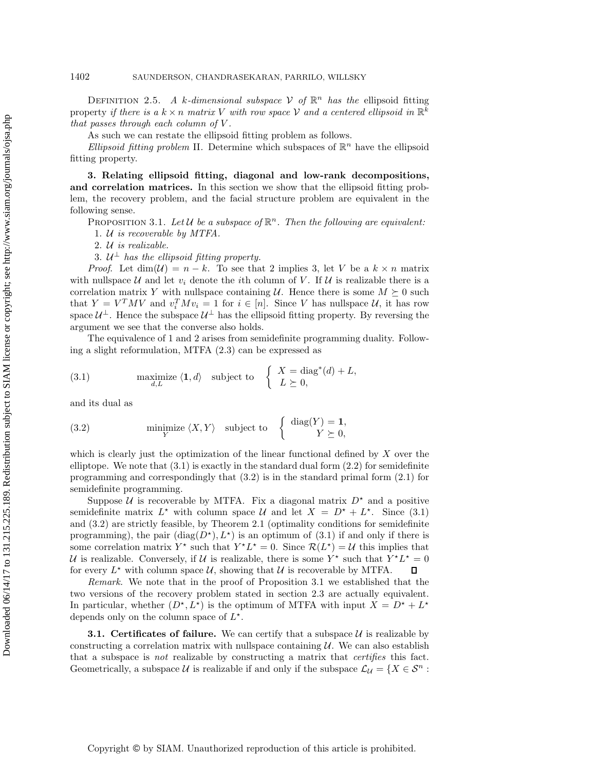DEFINITION 2.5. *A $k$-dimensional subspace $\mathcal{V}$ of $\mathbb{R}^n$ has the* ellipsoid fitting property *if there is a $k \times n$ matrix $V$ with row space $\mathcal{V}$ and a centered ellipsoid in $\mathbb{R}^k$ that passes through each column of $V$.*

As such we can restate the ellipsoid fitting problem as follows.

*Ellipsoid fitting problem* II. Determine which subspaces of $\mathbb{R}^n$ have the ellipsoid fitting property.

## 3. Relating ellipsoid fitting, diagonal and low-rank decompositions, and correlation matrices.

In this section we show that the ellipsoid fitting problem, the recovery problem, and the facial structure problem are equivalent in the following sense.

PROPOSITION 3.1. *Let $\mathcal{U}$ be a subspace of $\mathbb{R}^n$. Then the following are equivalent:*

1. *$\mathcal{U}$ is recoverable by MTFA.*
2. *$\mathcal{U}$ is realizable.*
3. *$\mathcal{U}^\perp$ has the ellipsoid fitting property.*

*Proof.* Let $\dim(\mathcal{U}) = n - k$. To see that 2 implies 3, let $V$ be a $k \times n$ matrix with nullspace $\mathcal{U}$ and let $v_i$ denote the $i$th column of $V$. If $\mathcal{U}$ is realizable there is a correlation matrix $Y$ with nullspace containing $\mathcal{U}$. Hence there is some $M \succeq 0$ such that $Y = V^T M V$ and $v_i^T M v_i = 1$ for $i \in [n]$. Since $V$ has nullspace $\mathcal{U}$, it has row space $\mathcal{U}^\perp$. Hence the subspace $\mathcal{U}^\perp$ has the ellipsoid fitting property. By reversing the argument we see that the converse also holds.

The equivalence of 1 and 2 arises from semidefinite programming duality. Following a slight reformulation, MTFA (2.3) can be expressed as

$$\underset{d,L}{\text{maximize}} \ \langle \mathbf{1}, d \rangle \quad \text{subject to} \quad \begin{cases} X = \operatorname{diag}^*(d) + L, \\ L \succeq 0, \end{cases} \tag{3.1}$$

and its dual as

$$\underset{Y}{\text{minimize}} \ \langle X, Y \rangle \quad \text{subject to} \quad \begin{cases} \operatorname{diag}(Y) = \mathbf{1}, \\ Y \succeq 0, \end{cases} \tag{3.2}$$

which is clearly just the optimization of the linear functional defined by $X$ over the elliptope. We note that (3.1) is exactly in the standard dual form (2.2) for semidefinite programming and correspondingly that (3.2) is in the standard primal form (2.1) for semidefinite programming.

Suppose $\mathcal{U}$ is recoverable by MTFA. Fix a diagonal matrix $D^\star$ and a positive semidefinite matrix $L^\star$ with column space $\mathcal{U}$ and let $X = D^\star + L^\star$. Since (3.1) and (3.2) are strictly feasible, by Theorem 2.1 (optimality conditions for semidefinite programming), the pair $(\operatorname{diag}(D^\star), L^\star)$ is an optimum of (3.1) if and only if there is some correlation matrix $Y^\star$ such that $Y^\star L^\star = 0$. Since $\mathcal{R}(L^\star) = \mathcal{U}$ this implies that $\mathcal{U}$ is realizable. Conversely, if $\mathcal{U}$ is realizable, there is some $Y^\star$ such that $Y^\star L^\star = 0$ for every $L^\star$ with column space $\mathcal{U}$, showing that $\mathcal{U}$ is recoverable by MTFA. $\square$

*Remark.* We note that in the proof of Proposition 3.1 we established that the two versions of the recovery problem stated in section 2.3 are actually equivalent. In particular, whether $(D^\star, L^\star)$ is the optimum of MTFA with input $X = D^\star + L^\star$ depends only on the column space of $L^\star$.

### 3.1. Certificates of failure.

We can certify that a subspace $\mathcal{U}$ is realizable by constructing a correlation matrix with nullspace containing $\mathcal{U}$. We can also establish that a subspace is *not* realizable by constructing a matrix that *certifies* this fact. Geometrically, a subspace $\mathcal{U}$ is realizable if and only if the subspace $\mathcal{L}_\mathcal{U} = \{X \in \mathcal{S}^n :$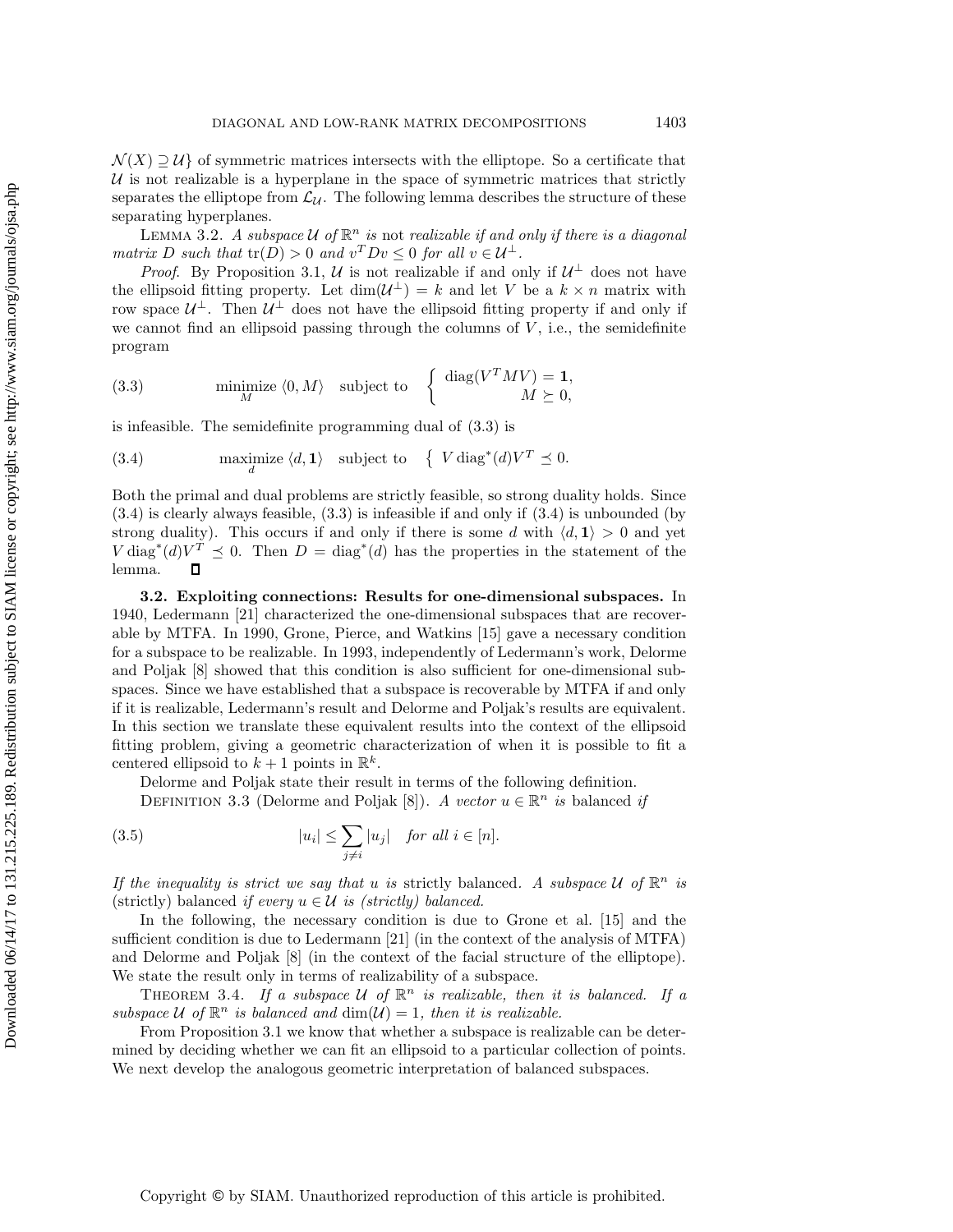$\mathcal{N}(X) \supseteq \mathcal{U}\}$ of symmetric matrices intersects with the elliptope. So a certificate that $\mathcal{U}$ is not realizable is a hyperplane in the space of symmetric matrices that strictly separates the elliptope from $\mathcal{L}_{\mathcal{U}}$. The following lemma describes the structure of these separating hyperplanes.

LEMMA 3.2. *A subspace $\mathcal{U}$ of $\mathbb{R}^n$ is* not *realizable if and only if there is a diagonal matrix $D$ such that $\operatorname{tr}(D) > 0$ and $v^T D v \leq 0$ for all $v \in \mathcal{U}^\perp$.*

*Proof.* By Proposition 3.1, $\mathcal{U}$ is not realizable if and only if $\mathcal{U}^\perp$ does not have the ellipsoid fitting property. Let $\dim(\mathcal{U}^\perp) = k$ and let $V$ be a $k \times n$ matrix with row space $\mathcal{U}^\perp$. Then $\mathcal{U}^\perp$ does not have the ellipsoid fitting property if and only if we cannot find an ellipsoid passing through the columns of $V$, i.e., the semidefinite program

$$\underset{M}{\text{minimize}}\ \langle 0, M\rangle \quad \text{subject to} \quad \begin{cases} \operatorname{diag}(V^T M V) = \mathbf{1}, \\ M \succeq 0, \end{cases} \tag{3.3}$$

is infeasible. The semidefinite programming dual of (3.3) is

$$\underset{d}{\text{maximize}}\ \langle d, \mathbf{1}\rangle \quad \text{subject to} \quad \left\{\ V \operatorname{diag}^*(d) V^T \preceq 0. \right. \tag{3.4}$$

Both the primal and dual problems are strictly feasible, so strong duality holds. Since (3.4) is clearly always feasible, (3.3) is infeasible if and only if (3.4) is unbounded (by strong duality). This occurs if and only if there is some $d$ with $\langle d, \mathbf{1}\rangle > 0$ and yet $V \operatorname{diag}^*(d) V^T \preceq 0$. Then $D = \operatorname{diag}^*(d)$ has the properties in the statement of the lemma. $\square$

**3.2. Exploiting connections: Results for one-dimensional subspaces.** In 1940, Ledermann [21] characterized the one-dimensional subspaces that are recoverable by MTFA. In 1990, Grone, Pierce, and Watkins [15] gave a necessary condition for a subspace to be realizable. In 1993, independently of Ledermann's work, Delorme and Poljak [8] showed that this condition is also sufficient for one-dimensional subspaces. Since we have established that a subspace is recoverable by MTFA if and only if it is realizable, Ledermann's result and Delorme and Poljak's results are equivalent. In this section we translate these equivalent results into the context of the ellipsoid fitting problem, giving a geometric characterization of when it is possible to fit a centered ellipsoid to $k+1$ points in $\mathbb{R}^k$.

Delorme and Poljak state their result in terms of the following definition.

DEFINITION 3.3 (Delorme and Poljak [8]). *A vector $u \in \mathbb{R}^n$ is* balanced *if*

$$|u_i| \leq \sum_{j \neq i} |u_j| \quad \text{for all } i \in [n]. \tag{3.5}$$

*If the inequality is strict we say that $u$ is* strictly balanced*. A subspace $\mathcal{U}$ of $\mathbb{R}^n$ is* (strictly) balanced *if every $u \in \mathcal{U}$ is (strictly) balanced.*

In the following, the necessary condition is due to Grone et al. [15] and the sufficient condition is due to Ledermann [21] (in the context of the analysis of MTFA) and Delorme and Poljak [8] (in the context of the facial structure of the elliptope). We state the result only in terms of realizability of a subspace.

THEOREM 3.4. *If a subspace $\mathcal{U}$ of $\mathbb{R}^n$ is realizable, then it is balanced. If a subspace $\mathcal{U}$ of $\mathbb{R}^n$ is balanced and $\dim(\mathcal{U}) = 1$, then it is realizable.*

From Proposition 3.1 we know that whether a subspace is realizable can be determined by deciding whether we can fit an ellipsoid to a particular collection of points. We next develop the analogous geometric interpretation of balanced subspaces.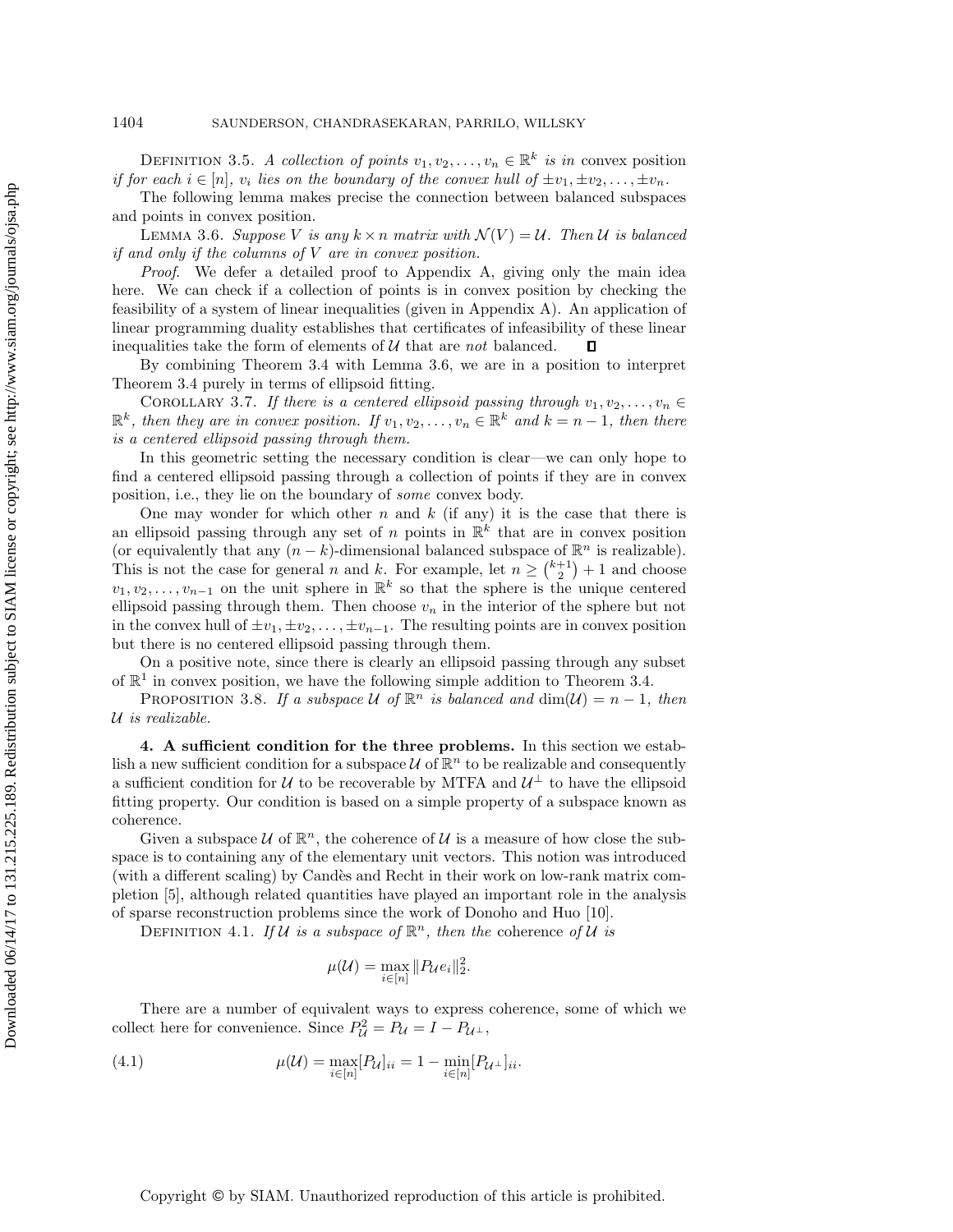DEFINITION 3.5. *A collection of points $v_1, v_2, \ldots, v_n \in \mathbb{R}^k$ is in* convex position *if for each $i \in [n]$, $v_i$ lies on the boundary of the convex hull of $\pm v_1, \pm v_2, \ldots, \pm v_n$.*

The following lemma makes precise the connection between balanced subspaces and points in convex position.

LEMMA 3.6. *Suppose $V$ is any $k \times n$ matrix with $\mathcal{N}(V) = \mathcal{U}$. Then $\mathcal{U}$ is balanced if and only if the columns of $V$ are in convex position.*

*Proof.* We defer a detailed proof to Appendix A, giving only the main idea here. We can check if a collection of points is in convex position by checking the feasibility of a system of linear inequalities (given in Appendix A). An application of linear programming duality establishes that certificates of infeasibility of these linear inequalities take the form of elements of $\mathcal{U}$ that are *not* balanced. ∎

By combining Theorem 3.4 with Lemma 3.6, we are in a position to interpret Theorem 3.4 purely in terms of ellipsoid fitting.

COROLLARY 3.7. *If there is a centered ellipsoid passing through $v_1, v_2, \ldots, v_n \in \mathbb{R}^k$, then they are in convex position. If $v_1, v_2, \ldots, v_n \in \mathbb{R}^k$ and $k = n-1$, then there is a centered ellipsoid passing through them.*

In this geometric setting the necessary condition is clear—we can only hope to find a centered ellipsoid passing through a collection of points if they are in convex position, i.e., they lie on the boundary of *some* convex body.

One may wonder for which other $n$ and $k$ (if any) it is the case that there is an ellipsoid passing through any set of $n$ points in $\mathbb{R}^k$ that are in convex position (or equivalently that any $(n-k)$-dimensional balanced subspace of $\mathbb{R}^n$ is realizable). This is not the case for general $n$ and $k$. For example, let $n \geq \binom{k+1}{2} + 1$ and choose $v_1, v_2, \ldots, v_{n-1}$ on the unit sphere in $\mathbb{R}^k$ so that the sphere is the unique centered ellipsoid passing through them. Then choose $v_n$ in the interior of the sphere but not in the convex hull of $\pm v_1, \pm v_2, \ldots, \pm v_{n-1}$. The resulting points are in convex position but there is no centered ellipsoid passing through them.

On a positive note, since there is clearly an ellipsoid passing through any subset of $\mathbb{R}^1$ in convex position, we have the following simple addition to Theorem 3.4.

PROPOSITION 3.8. *If a subspace $\mathcal{U}$ of $\mathbb{R}^n$ is balanced and $\dim(\mathcal{U}) = n-1$, then $\mathcal{U}$ is realizable.*

## 4. A sufficient condition for the three problems.

In this section we establish a new sufficient condition for a subspace $\mathcal{U}$ of $\mathbb{R}^n$ to be realizable and consequently a sufficient condition for $\mathcal{U}$ to be recoverable by MTFA and $\mathcal{U}^\perp$ to have the ellipsoid fitting property. Our condition is based on a simple property of a subspace known as coherence.

Given a subspace $\mathcal{U}$ of $\mathbb{R}^n$, the coherence of $\mathcal{U}$ is a measure of how close the subspace is to containing any of the elementary unit vectors. This notion was introduced (with a different scaling) by Candès and Recht in their work on low-rank matrix completion [5], although related quantities have played an important role in the analysis of sparse reconstruction problems since the work of Donoho and Huo [10].

DEFINITION 4.1. *If $\mathcal{U}$ is a subspace of $\mathbb{R}^n$, then the* coherence *of $\mathcal{U}$ is*

$$\mu(\mathcal{U}) = \max_{i \in [n]} \|P_{\mathcal{U}} e_i\|_2^2.$$

There are a number of equivalent ways to express coherence, some of which we collect here for convenience. Since $P_{\mathcal{U}}^2 = P_{\mathcal{U}} = I - P_{\mathcal{U}^\perp}$,

$$\mu(\mathcal{U}) = \max_{i \in [n]} [P_{\mathcal{U}}]_{ii} = 1 - \min_{i \in [n]} [P_{\mathcal{U}^\perp}]_{ii}. \tag{4.1}$$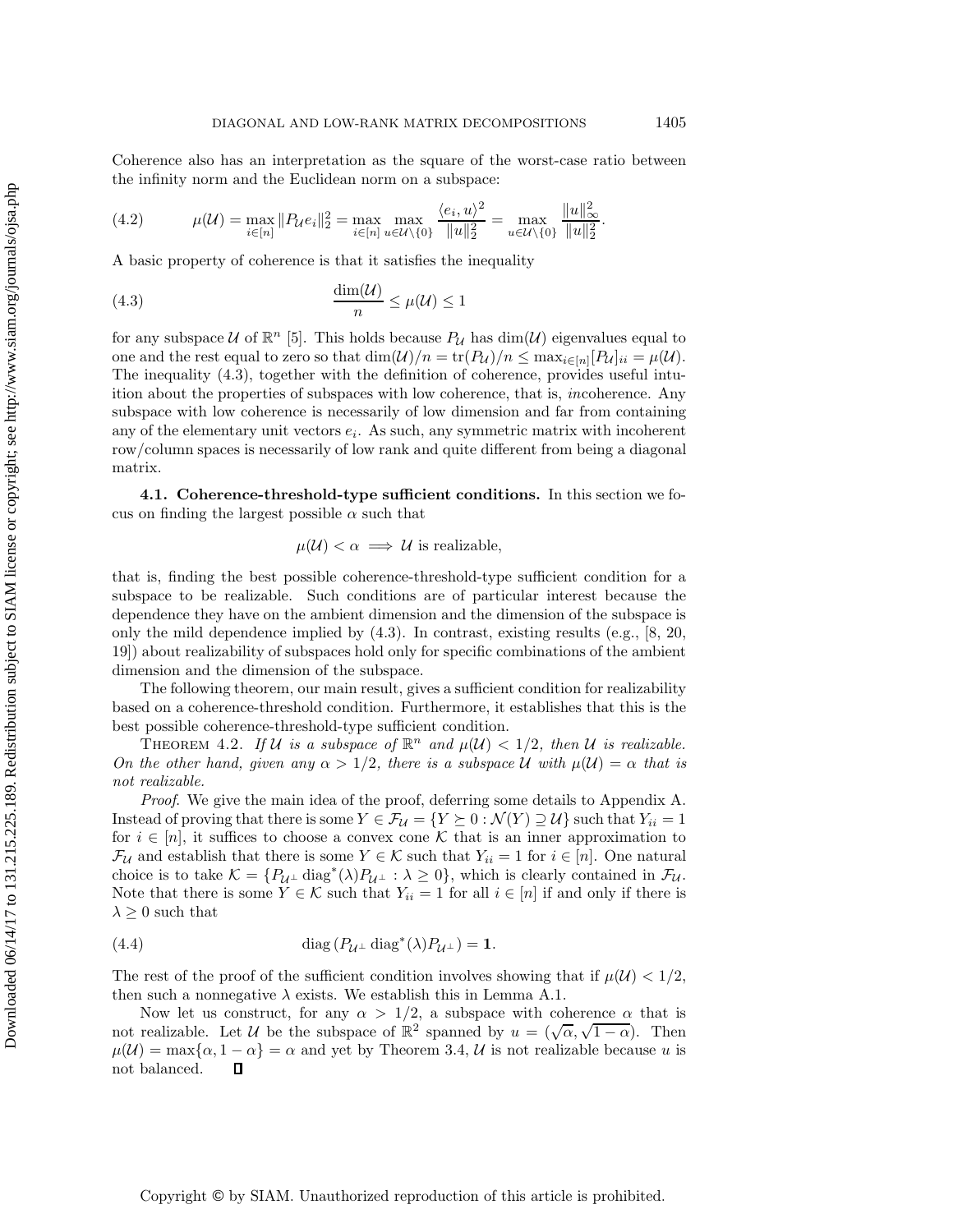Coherence also has an interpretation as the square of the worst-case ratio between the infinity norm and the Euclidean norm on a subspace:

$$\mu(\mathcal{U}) = \max_{i\in[n]} \|P_{\mathcal{U}} e_i\|_2^2 = \max_{i\in[n]} \max_{u\in\mathcal{U}\setminus\{0\}} \frac{\langle e_i, u\rangle^2}{\|u\|_2^2} = \max_{u\in\mathcal{U}\setminus\{0\}} \frac{\|u\|_\infty^2}{\|u\|_2^2}. \tag{4.2}$$

A basic property of coherence is that it satisfies the inequality

$$\frac{\dim(\mathcal{U})}{n} \leq \mu(\mathcal{U}) \leq 1 \tag{4.3}$$

for any subspace $\mathcal{U}$ of $\mathbb{R}^n$ [5]. This holds because $P_{\mathcal{U}}$ has $\dim(\mathcal{U})$ eigenvalues equal to one and the rest equal to zero so that $\dim(\mathcal{U})/n = \operatorname{tr}(P_{\mathcal{U}})/n \leq \max_{i\in[n]}[P_{\mathcal{U}}]_{ii} = \mu(\mathcal{U})$. The inequality (4.3), together with the definition of coherence, provides useful intuition about the properties of subspaces with low coherence, that is, *in*coherence. Any subspace with low coherence is necessarily of low dimension and far from containing any of the elementary unit vectors $e_i$. As such, any symmetric matrix with incoherent row/column spaces is necessarily of low rank and quite different from being a diagonal matrix.

### 4.1. Coherence-threshold-type sufficient conditions.

In this section we focus on finding the largest possible $\alpha$ such that

$$\mu(\mathcal{U}) < \alpha \implies \mathcal{U} \text{ is realizable},$$

that is, finding the best possible coherence-threshold-type sufficient condition for a subspace to be realizable. Such conditions are of particular interest because the dependence they have on the ambient dimension and the dimension of the subspace is only the mild dependence implied by (4.3). In contrast, existing results (e.g., [8, 20, 19]) about realizability of subspaces hold only for specific combinations of the ambient dimension and the dimension of the subspace.

The following theorem, our main result, gives a sufficient condition for realizability based on a coherence-threshold condition. Furthermore, it establishes that this is the best possible coherence-threshold-type sufficient condition.

THEOREM 4.2. *If $\mathcal{U}$ is a subspace of $\mathbb{R}^n$ and $\mu(\mathcal{U}) < 1/2$, then $\mathcal{U}$ is realizable. On the other hand, given any $\alpha > 1/2$, there is a subspace $\mathcal{U}$ with $\mu(\mathcal{U}) = \alpha$ that is not realizable.*

*Proof.* We give the main idea of the proof, deferring some details to Appendix A. Instead of proving that there is some $Y \in \mathcal{F}_{\mathcal{U}} = \{Y \succeq 0 : \mathcal{N}(Y) \supseteq \mathcal{U}\}$ such that $Y_{ii} = 1$ for $i \in [n]$, it suffices to choose a convex cone $\mathcal{K}$ that is an inner approximation to $\mathcal{F}_{\mathcal{U}}$ and establish that there is some $Y \in \mathcal{K}$ such that $Y_{ii} = 1$ for $i \in [n]$. One natural choice is to take $\mathcal{K} = \{P_{\mathcal{U}^\perp} \operatorname{diag}^*(\lambda) P_{\mathcal{U}^\perp} : \lambda \geq 0\}$, which is clearly contained in $\mathcal{F}_{\mathcal{U}}$. Note that there is some $Y \in \mathcal{K}$ such that $Y_{ii} = 1$ for all $i \in [n]$ if and only if there is $\lambda \geq 0$ such that

$$\operatorname{diag}(P_{\mathcal{U}^\perp} \operatorname{diag}^*(\lambda) P_{\mathcal{U}^\perp}) = \mathbf{1}. \tag{4.4}$$

The rest of the proof of the sufficient condition involves showing that if $\mu(\mathcal{U}) < 1/2$, then such a nonnegative $\lambda$ exists. We establish this in Lemma A.1.

Now let us construct, for any $\alpha > 1/2$, a subspace with coherence $\alpha$ that is not realizable. Let $\mathcal{U}$ be the subspace of $\mathbb{R}^2$ spanned by $u = (\sqrt{\alpha}, \sqrt{1-\alpha})$. Then $\mu(\mathcal{U}) = \max\{\alpha, 1-\alpha\} = \alpha$ and yet by Theorem 3.4, $\mathcal{U}$ is not realizable because $u$ is not balanced. $\square$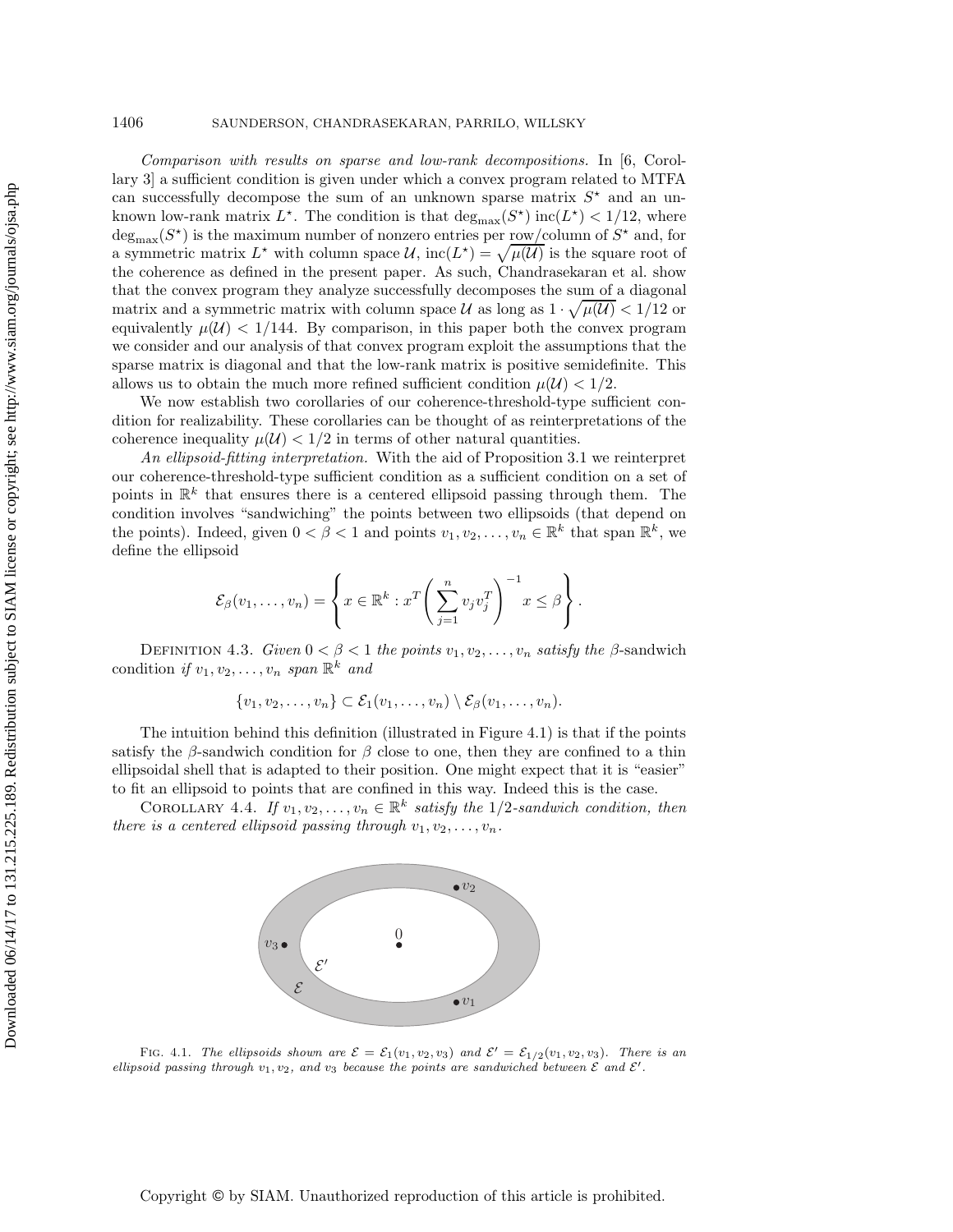*Comparison with results on sparse and low-rank decompositions.* In [6, Corollary 3] a sufficient condition is given under which a convex program related to MTFA can successfully decompose the sum of an unknown sparse matrix $S^\star$ and an unknown low-rank matrix $L^\star$. The condition is that $\deg_{\max}(S^\star)\,\mathrm{inc}(L^\star) < 1/12$, where $\deg_{\max}(S^\star)$ is the maximum number of nonzero entries per row/column of $S^\star$ and, for a symmetric matrix $L^\star$ with column space $\mathcal{U}$, $\mathrm{inc}(L^\star) = \sqrt{\mu(\mathcal{U})}$ is the square root of the coherence as defined in the present paper. As such, Chandrasekaran et al. show that the convex program they analyze successfully decomposes the sum of a diagonal matrix and a symmetric matrix with column space $\mathcal{U}$ as long as $1 \cdot \sqrt{\mu(\mathcal{U})} < 1/12$ or equivalently $\mu(\mathcal{U}) < 1/144$. By comparison, in this paper both the convex program we consider and our analysis of that convex program exploit the assumptions that the sparse matrix is diagonal and that the low-rank matrix is positive semidefinite. This allows us to obtain the much more refined sufficient condition $\mu(\mathcal{U}) < 1/2$.

We now establish two corollaries of our coherence-threshold-type sufficient condition for realizability. These corollaries can be thought of as reinterpretations of the coherence inequality $\mu(\mathcal{U}) < 1/2$ in terms of other natural quantities.

*An ellipsoid-fitting interpretation.* With the aid of Proposition 3.1 we reinterpret our coherence-threshold-type sufficient condition as a sufficient condition on a set of points in $\mathbb{R}^k$ that ensures there is a centered ellipsoid passing through them. The condition involves "sandwiching" the points between two ellipsoids (that depend on the points). Indeed, given $0 < \beta < 1$ and points $v_1, v_2, \ldots, v_n \in \mathbb{R}^k$ that span $\mathbb{R}^k$, we define the ellipsoid

$$\mathcal{E}_\beta(v_1,\ldots,v_n) = \left\{ x \in \mathbb{R}^k : x^T \left( \sum_{j=1}^n v_j v_j^T \right)^{-1} x \leq \beta \right\}.$$

Definition 4.3. *Given $0 < \beta < 1$ the points $v_1, v_2, \ldots, v_n$ satisfy the $\beta$-*sandwich condition *if $v_1, v_2, \ldots, v_n$ span $\mathbb{R}^k$ and*

$$\{v_1, v_2, \ldots, v_n\} \subset \mathcal{E}_1(v_1,\ldots,v_n) \setminus \mathcal{E}_\beta(v_1,\ldots,v_n).$$

The intuition behind this definition (illustrated in Figure 4.1) is that if the points satisfy the $\beta$-sandwich condition for $\beta$ close to one, then they are confined to a thin ellipsoidal shell that is adapted to their position. One might expect that it is "easier" to fit an ellipsoid to points that are confined in this way. Indeed this is the case.

Corollary 4.4. *If $v_1, v_2, \ldots, v_n \in \mathbb{R}^k$ satisfy the $1/2$-sandwich condition, then there is a centered ellipsoid passing through $v_1, v_2, \ldots, v_n$.*

Fig. 4.1. *The ellipsoids shown are $\mathcal{E} = \mathcal{E}_1(v_1, v_2, v_3)$ and $\mathcal{E}' = \mathcal{E}_{1/2}(v_1, v_2, v_3)$. There is an ellipsoid passing through $v_1, v_2$, and $v_3$ because the points are sandwiched between $\mathcal{E}$ and $\mathcal{E}'$.*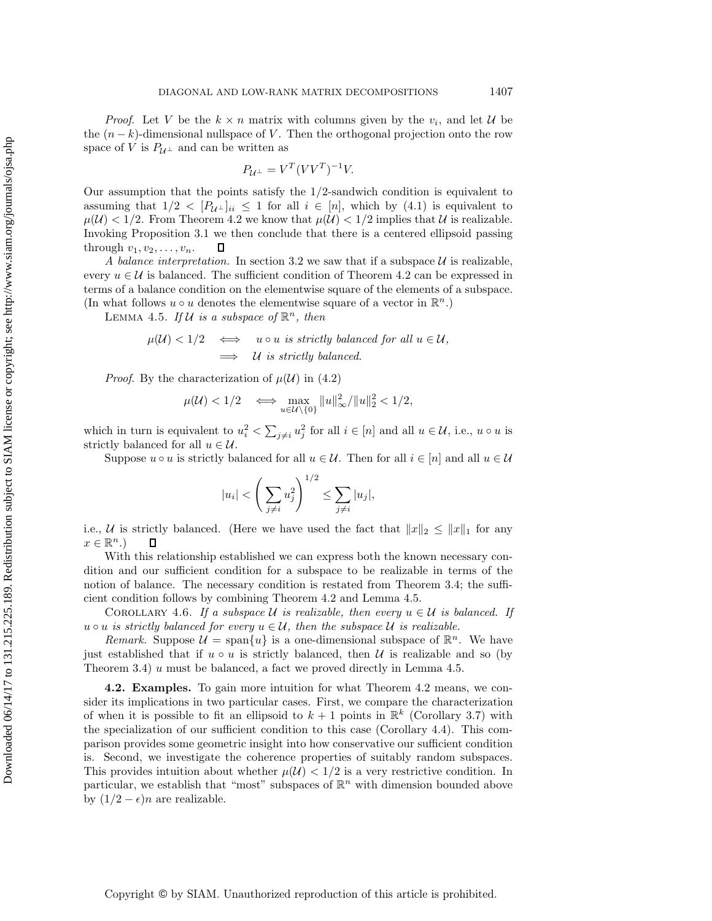*Proof*. Let $V$ be the $k \times n$ matrix with columns given by the $v_i$, and let $\mathcal{U}$ be the $(n-k)$-dimensional nullspace of $V$. Then the orthogonal projection onto the row space of $V$ is $P_{\mathcal{U}^\perp}$ and can be written as

$$P_{\mathcal{U}^\perp} = V^T(VV^T)^{-1}V.$$

Our assumption that the points satisfy the 1/2-sandwich condition is equivalent to assuming that $1/2 < [P_{\mathcal{U}^\perp}]_{ii} \leq 1$ for all $i \in [n]$, which by (4.1) is equivalent to $\mu(\mathcal{U}) < 1/2$. From Theorem 4.2 we know that $\mu(\mathcal{U}) < 1/2$ implies that $\mathcal{U}$ is realizable. Invoking Proposition 3.1 we then conclude that there is a centered ellipsoid passing through $v_1, v_2, \ldots, v_n$. ◻

*A balance interpretation.* In section 3.2 we saw that if a subspace $\mathcal{U}$ is realizable, every $u \in \mathcal{U}$ is balanced. The sufficient condition of Theorem 4.2 can be expressed in terms of a balance condition on the elementwise square of the elements of a subspace. (In what follows $u \circ u$ denotes the elementwise square of a vector in $\mathbb{R}^n$.)

Lemma 4.5. *If $\mathcal{U}$ is a subspace of $\mathbb{R}^n$, then*

$$\begin{aligned} \mu(\mathcal{U}) < 1/2 \quad &\iff \quad u \circ u \text{ is strictly balanced for all } u \in \mathcal{U}, \\ &\implies \quad \mathcal{U} \text{ is strictly balanced.} \end{aligned}$$

*Proof*. By the characterization of $\mu(\mathcal{U})$ in (4.2)

$$\mu(\mathcal{U}) < 1/2 \quad \iff \max_{u \in \mathcal{U}\setminus\{0\}} \|u\|_\infty^2 / \|u\|_2^2 < 1/2,$$

which in turn is equivalent to $u_i^2 < \sum_{j \neq i} u_j^2$ for all $i \in [n]$ and all $u \in \mathcal{U}$, i.e., $u \circ u$ is strictly balanced for all $u \in \mathcal{U}$.

Suppose $u \circ u$ is strictly balanced for all $u \in \mathcal{U}$. Then for all $i \in [n]$ and all $u \in \mathcal{U}$

$$|u_i| < \left(\sum_{j \neq i} u_j^2\right)^{1/2} \leq \sum_{j \neq i} |u_j|,$$

i.e., $\mathcal{U}$ is strictly balanced. (Here we have used the fact that $\|x\|_2 \leq \|x\|_1$ for any $x \in \mathbb{R}^n$.) ◻

With this relationship established we can express both the known necessary condition and our sufficient condition for a subspace to be realizable in terms of the notion of balance. The necessary condition is restated from Theorem 3.4; the sufficient condition follows by combining Theorem 4.2 and Lemma 4.5.

Corollary 4.6. *If a subspace $\mathcal{U}$ is realizable, then every $u \in \mathcal{U}$ is balanced. If $u \circ u$ is strictly balanced for every $u \in \mathcal{U}$, then the subspace $\mathcal{U}$ is realizable.*

*Remark.* Suppose $\mathcal{U} = \text{span}\{u\}$ is a one-dimensional subspace of $\mathbb{R}^n$. We have just established that if $u \circ u$ is strictly balanced, then $\mathcal{U}$ is realizable and so (by Theorem 3.4) $u$ must be balanced, a fact we proved directly in Lemma 4.5.

**4.2. Examples.** To gain more intuition for what Theorem 4.2 means, we consider its implications in two particular cases. First, we compare the characterization of when it is possible to fit an ellipsoid to $k+1$ points in $\mathbb{R}^k$ (Corollary 3.7) with the specialization of our sufficient condition to this case (Corollary 4.4). This comparison provides some geometric insight into how conservative our sufficient condition is. Second, we investigate the coherence properties of suitably random subspaces. This provides intuition about whether $\mu(\mathcal{U}) < 1/2$ is a very restrictive condition. In particular, we establish that "most" subspaces of $\mathbb{R}^n$ with dimension bounded above by $(1/2 - \epsilon)n$ are realizable.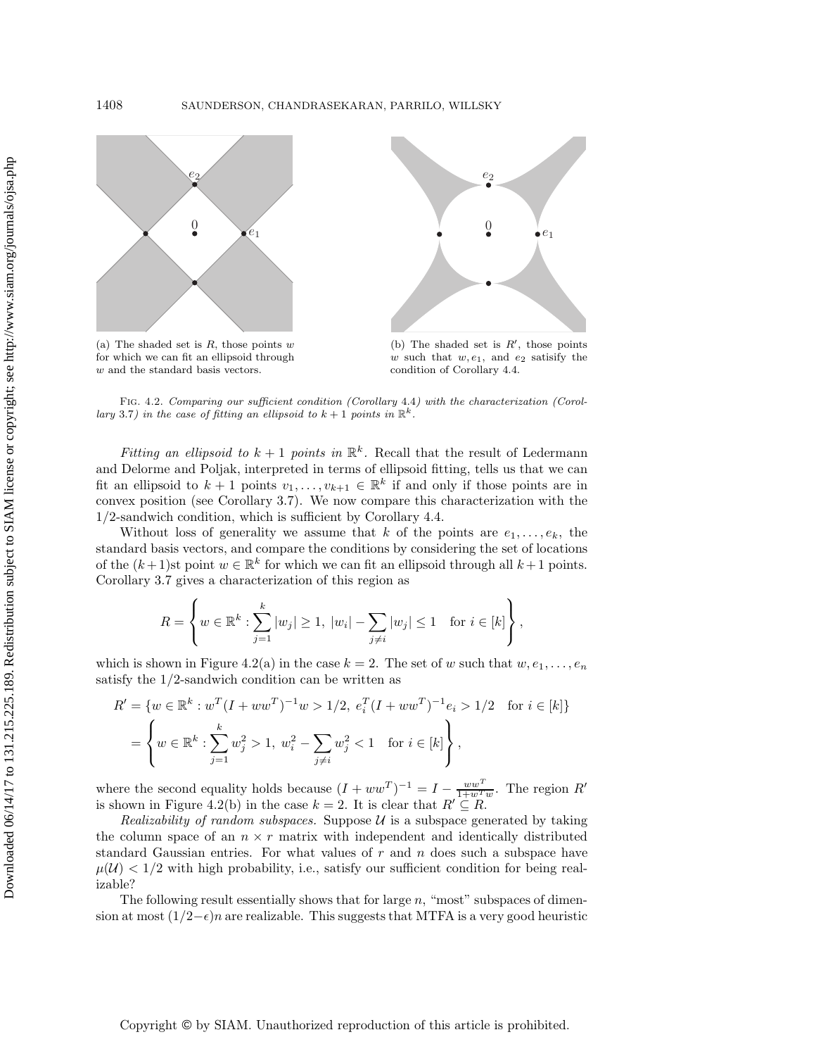(a) The shaded set is $R$, those points $w$ for which we can fit an ellipsoid through $w$ and the standard basis vectors.

(b) The shaded set is $R'$, those points $w$ such that $w, e_1$, and $e_2$ satisify the condition of Corollary 4.4.

Fig. 4.2. *Comparing our sufficient condition (Corollary 4.4) with the characterization (Corollary 3.7) in the case of fitting an ellipsoid to $k+1$ points in $\mathbb{R}^k$.*

*Fitting an ellipsoid to $k+1$ points in $\mathbb{R}^k$.* Recall that the result of Ledermann and Delorme and Poljak, interpreted in terms of ellipsoid fitting, tells us that we can fit an ellipsoid to $k+1$ points $v_1, \ldots, v_{k+1} \in \mathbb{R}^k$ if and only if those points are in convex position (see Corollary 3.7). We now compare this characterization with the 1/2-sandwich condition, which is sufficient by Corollary 4.4.

Without loss of generality we assume that $k$ of the points are $e_1, \ldots, e_k$, the standard basis vectors, and compare the conditions by considering the set of locations of the $(k+1)$st point $w \in \mathbb{R}^k$ for which we can fit an ellipsoid through all $k+1$ points. Corollary 3.7 gives a characterization of this region as

$$R = \left\{ w \in \mathbb{R}^k : \sum_{j=1}^{k} |w_j| \geq 1,\ |w_i| - \sum_{j \neq i} |w_j| \leq 1 \quad \text{for } i \in [k] \right\},$$

which is shown in Figure 4.2(a) in the case $k=2$. The set of $w$ such that $w, e_1, \ldots, e_n$ satisfy the 1/2-sandwich condition can be written as

$$\begin{aligned}
R' &= \{ w \in \mathbb{R}^k : w^T(I + ww^T)^{-1} w > 1/2,\ e_i^T (I + ww^T)^{-1} e_i > 1/2 \quad \text{for } i \in [k] \} \\
&= \left\{ w \in \mathbb{R}^k : \sum_{j=1}^{k} w_j^2 > 1,\ w_i^2 - \sum_{j \neq i} w_j^2 < 1 \quad \text{for } i \in [k] \right\},
\end{aligned}$$

where the second equality holds because $(I + ww^T)^{-1} = I - \frac{ww^T}{1 + w^T w}$. The region $R'$ is shown in Figure 4.2(b) in the case $k = 2$. It is clear that $R' \subseteq R$.

*Realizability of random subspaces.* Suppose $\mathcal{U}$ is a subspace generated by taking the column space of an $n \times r$ matrix with independent and identically distributed standard Gaussian entries. For what values of $r$ and $n$ does such a subspace have $\mu(\mathcal{U}) < 1/2$ with high probability, i.e., satisfy our sufficient condition for being realizable?

The following result essentially shows that for large $n$, "most" subspaces of dimension at most $(1/2 - \epsilon)n$ are realizable. This suggests that MTFA is a very good heuristic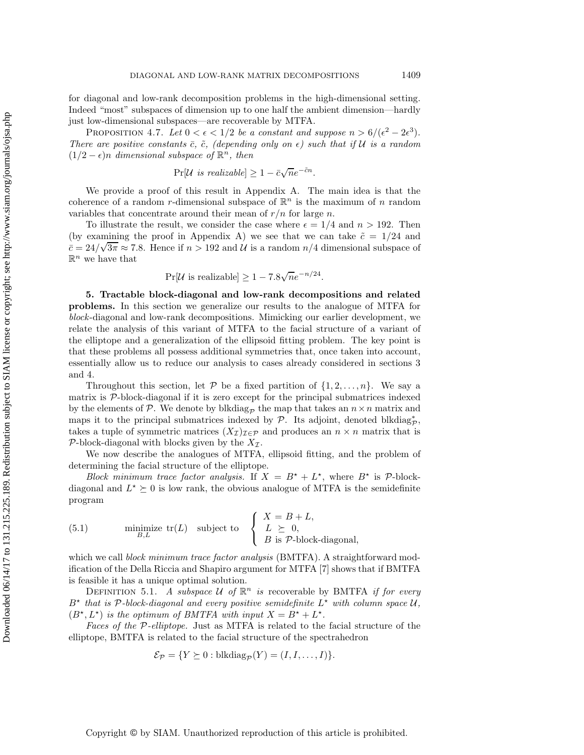for diagonal and low-rank decomposition problems in the high-dimensional setting. Indeed "most" subspaces of dimension up to one half the ambient dimension—hardly just low-dimensional subspaces—are recoverable by MTFA.

PROPOSITION 4.7. *Let $0 < \epsilon < 1/2$ be a constant and suppose $n > 6/(\epsilon^2 - 2\epsilon^3)$. There are positive constants $\bar{c}$, $\tilde{c}$, (depending only on $\epsilon$) such that if $\mathcal{U}$ is a random $(1/2 - \epsilon)n$ dimensional subspace of $\mathbb{R}^n$, then*

$$\Pr[\mathcal{U} \text{ is realizable}] \geq 1 - \bar{c}\sqrt{n}e^{-\tilde{c}n}.$$

We provide a proof of this result in Appendix A. The main idea is that the coherence of a random $r$-dimensional subspace of $\mathbb{R}^n$ is the maximum of $n$ random variables that concentrate around their mean of $r/n$ for large $n$.

To illustrate the result, we consider the case where $\epsilon = 1/4$ and $n > 192$. Then (by examining the proof in Appendix A) we see that we can take $\tilde{c} = 1/24$ and $\bar{c} = 24/\sqrt{3\pi} \approx 7.8$. Hence if $n > 192$ and $\mathcal{U}$ is a random $n/4$ dimensional subspace of $\mathbb{R}^n$ we have that

$$\Pr[\mathcal{U} \text{ is realizable}] \geq 1 - 7.8\sqrt{n}e^{-n/24}.$$

## 5. Tractable block-diagonal and low-rank decompositions and related problems.

In this section we generalize our results to the analogue of MTFA for *block*-diagonal and low-rank decompositions. Mimicking our earlier development, we relate the analysis of this variant of MTFA to the facial structure of a variant of the elliptope and a generalization of the ellipsoid fitting problem. The key point is that these problems all possess additional symmetries that, once taken into account, essentially allow us to reduce our analysis to cases already considered in sections 3 and 4.

Throughout this section, let $\mathcal{P}$ be a fixed partition of $\{1, 2, \ldots, n\}$. We say a matrix is $\mathcal{P}$-block-diagonal if it is zero except for the principal submatrices indexed by the elements of $\mathcal{P}$. We denote by $\text{blkdiag}_{\mathcal{P}}$ the map that takes an $n \times n$ matrix and maps it to the principal submatrices indexed by $\mathcal{P}$. Its adjoint, denoted $\text{blkdiag}_{\mathcal{P}}^*$, takes a tuple of symmetric matrices $(X_{\mathcal{I}})_{\mathcal{I} \in \mathcal{P}}$ and produces an $n \times n$ matrix that is $\mathcal{P}$-block-diagonal with blocks given by the $X_{\mathcal{I}}$.

We now describe the analogues of MTFA, ellipsoid fitting, and the problem of determining the facial structure of the elliptope.

*Block minimum trace factor analysis.* If $X = B^\star + L^\star$, where $B^\star$ is $\mathcal{P}$-block-diagonal and $L^\star \succeq 0$ is low rank, the obvious analogue of MTFA is the semidefinite program

$$\underset{B,L}{\text{minimize}} \ \text{tr}(L) \quad \text{subject to} \quad \begin{cases} X = B + L, \\ L \succeq 0, \\ B \text{ is } \mathcal{P}\text{-block-diagonal}, \end{cases} \tag{5.1}$$

which we call *block minimum trace factor analysis* (BMTFA). A straightforward modification of the Della Riccia and Shapiro argument for MTFA [7] shows that if BMTFA is feasible it has a unique optimal solution.

DEFINITION 5.1. *A subspace $\mathcal{U}$ of $\mathbb{R}^n$ is* recoverable by BMTFA *if for every $B^\star$ that is $\mathcal{P}$-block-diagonal and every positive semidefinite $L^\star$ with column space $\mathcal{U}$, $(B^\star, L^\star)$ is the optimum of BMTFA with input $X = B^\star + L^\star$.*

*Faces of the $\mathcal{P}$-elliptope.* Just as MTFA is related to the facial structure of the elliptope, BMTFA is related to the facial structure of the spectrahedron

$$\mathcal{E}_{\mathcal{P}} = \{Y \succeq 0 : \text{blkdiag}_{\mathcal{P}}(Y) = (I, I, \ldots, I)\}.$$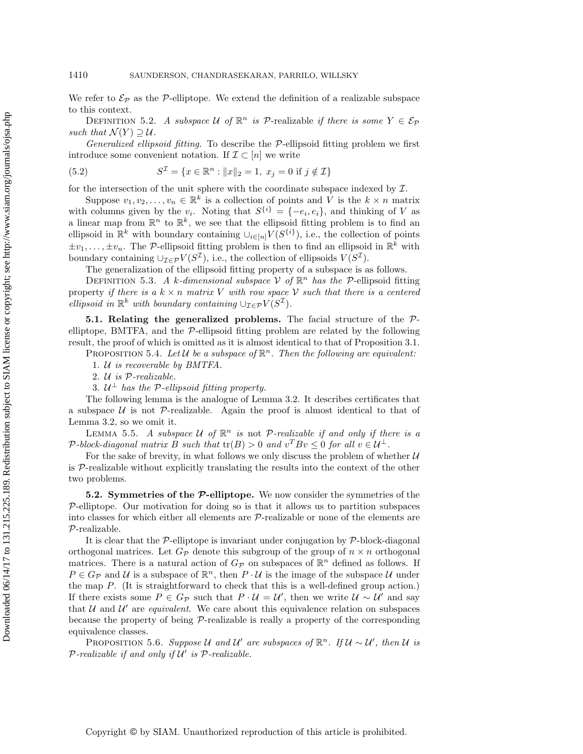We refer to $\mathcal{E}_\mathcal{P}$ as the $\mathcal{P}$-elliptope. We extend the definition of a realizable subspace to this context.

Definition 5.2. *A subspace $\mathcal{U}$ of $\mathbb{R}^n$ is* $\mathcal{P}$-realizable *if there is some $Y \in \mathcal{E}_\mathcal{P}$ such that $\mathcal{N}(Y) \supseteq \mathcal{U}$.*

*Generalized ellipsoid fitting.* To describe the $\mathcal{P}$-ellipsoid fitting problem we first introduce some convenient notation. If $\mathcal{I} \subset [n]$ we write

$$S^{\mathcal{I}} = \{x \in \mathbb{R}^n : \|x\|_2 = 1,\ x_j = 0 \text{ if } j \notin \mathcal{I}\} \tag{5.2}$$

for the intersection of the unit sphere with the coordinate subspace indexed by $\mathcal{I}$.

Suppose $v_1, v_2, \ldots, v_n \in \mathbb{R}^k$ is a collection of points and $V$ is the $k \times n$ matrix with columns given by the $v_i$. Noting that $S^{\{i\}} = \{-e_i, e_i\}$, and thinking of $V$ as a linear map from $\mathbb{R}^n$ to $\mathbb{R}^k$, we see that the ellipsoid fitting problem is to find an ellipsoid in $\mathbb{R}^k$ with boundary containing $\cup_{i\in[n]} V(S^{\{i\}})$, i.e., the collection of points $\pm v_1, \ldots, \pm v_n$. The $\mathcal{P}$-ellipsoid fitting problem is then to find an ellipsoid in $\mathbb{R}^k$ with boundary containing $\cup_{\mathcal{I}\in\mathcal{P}} V(S^{\mathcal{I}})$, i.e., the collection of ellipsoids $V(S^{\mathcal{I}})$.

The generalization of the ellipsoid fitting property of a subspace is as follows.

Definition 5.3. *A $k$-dimensional subspace $\mathcal{V}$ of $\mathbb{R}^n$ has the* $\mathcal{P}$-ellipsoid fitting property *if there is a $k \times n$ matrix $V$ with row space $\mathcal{V}$ such that there is a centered ellipsoid in $\mathbb{R}^k$ with boundary containing $\cup_{\mathcal{I}\in\mathcal{P}} V(S^{\mathcal{I}})$.*

**5.1. Relating the generalized problems.** The facial structure of the $\mathcal{P}$-elliptope, BMTFA, and the $\mathcal{P}$-ellipsoid fitting problem are related by the following result, the proof of which is omitted as it is almost identical to that of Proposition 3.1.

Proposition 5.4. *Let $\mathcal{U}$ be a subspace of $\mathbb{R}^n$. Then the following are equivalent:*

1. *$\mathcal{U}$ is recoverable by BMTFA.*
2. *$\mathcal{U}$ is $\mathcal{P}$-realizable.*
3. *$\mathcal{U}^\perp$ has the $\mathcal{P}$-ellipsoid fitting property.*

The following lemma is the analogue of Lemma 3.2. It describes certificates that a subspace $\mathcal{U}$ is not $\mathcal{P}$-realizable. Again the proof is almost identical to that of Lemma 3.2, so we omit it.

Lemma 5.5. *A subspace $\mathcal{U}$ of $\mathbb{R}^n$ is* not *$\mathcal{P}$-realizable if and only if there is a $\mathcal{P}$-block-diagonal matrix $B$ such that $\mathrm{tr}(B) > 0$ and $v^T B v \leq 0$ for all $v \in \mathcal{U}^\perp$.*

For the sake of brevity, in what follows we only discuss the problem of whether $\mathcal{U}$ is $\mathcal{P}$-realizable without explicitly translating the results into the context of the other two problems.

**5.2. Symmetries of the $\mathcal{P}$-elliptope.** We now consider the symmetries of the $\mathcal{P}$-elliptope. Our motivation for doing so is that it allows us to partition subspaces into classes for which either all elements are $\mathcal{P}$-realizable or none of the elements are $\mathcal{P}$-realizable.

It is clear that the $\mathcal{P}$-elliptope is invariant under conjugation by $\mathcal{P}$-block-diagonal orthogonal matrices. Let $G_\mathcal{P}$ denote this subgroup of the group of $n \times n$ orthogonal matrices. There is a natural action of $G_\mathcal{P}$ on subspaces of $\mathbb{R}^n$ defined as follows. If $P \in G_\mathcal{P}$ and $\mathcal{U}$ is a subspace of $\mathbb{R}^n$, then $P \cdot \mathcal{U}$ is the image of the subspace $\mathcal{U}$ under the map $P$. (It is straightforward to check that this is a well-defined group action.) If there exists some $P \in G_\mathcal{P}$ such that $P \cdot \mathcal{U} = \mathcal{U}'$, then we write $\mathcal{U} \sim \mathcal{U}'$ and say that $\mathcal{U}$ and $\mathcal{U}'$ are *equivalent*. We care about this equivalence relation on subspaces because the property of being $\mathcal{P}$-realizable is really a property of the corresponding equivalence classes.

Proposition 5.6. *Suppose $\mathcal{U}$ and $\mathcal{U}'$ are subspaces of $\mathbb{R}^n$. If $\mathcal{U} \sim \mathcal{U}'$, then $\mathcal{U}$ is $\mathcal{P}$-realizable if and only if $\mathcal{U}'$ is $\mathcal{P}$-realizable.*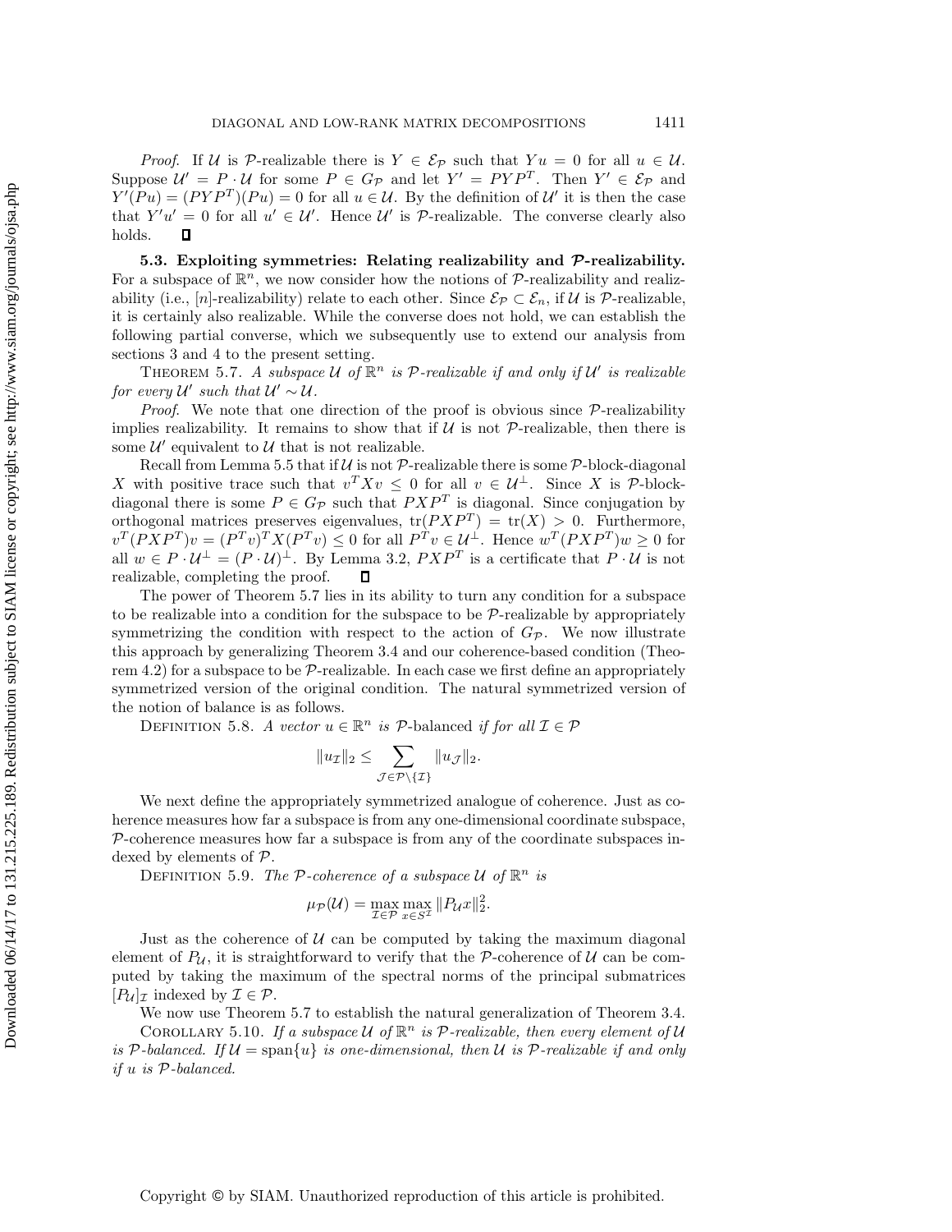*Proof.* If $\mathcal{U}$ is $\mathcal{P}$-realizable there is $Y \in \mathcal{E}_{\mathcal{P}}$ such that $Yu = 0$ for all $u \in \mathcal{U}$. Suppose $\mathcal{U}' = P \cdot \mathcal{U}$ for some $P \in G_{\mathcal{P}}$ and let $Y' = PYP^T$. Then $Y' \in \mathcal{E}_{\mathcal{P}}$ and $Y'(Pu) = (PYP^T)(Pu) = 0$ for all $u \in \mathcal{U}$. By the definition of $\mathcal{U}'$ it is then the case that $Y'u' = 0$ for all $u' \in \mathcal{U}'$. Hence $\mathcal{U}'$ is $\mathcal{P}$-realizable. The converse clearly also holds. ∎

**5.3. Exploiting symmetries: Relating realizability and $\mathcal{P}$-realizability.** For a subspace of $\mathbb{R}^n$, we now consider how the notions of $\mathcal{P}$-realizability and realizability (i.e., $[n]$-realizability) relate to each other. Since $\mathcal{E}_{\mathcal{P}} \subset \mathcal{E}_n$, if $\mathcal{U}$ is $\mathcal{P}$-realizable, it is certainly also realizable. While the converse does not hold, we can establish the following partial converse, which we subsequently use to extend our analysis from sections 3 and 4 to the present setting.

THEOREM 5.7. *A subspace $\mathcal{U}$ of $\mathbb{R}^n$ is $\mathcal{P}$-realizable if and only if $\mathcal{U}'$ is realizable for every $\mathcal{U}'$ such that $\mathcal{U}' \sim \mathcal{U}$.*

*Proof.* We note that one direction of the proof is obvious since $\mathcal{P}$-realizability implies realizability. It remains to show that if $\mathcal{U}$ is not $\mathcal{P}$-realizable, then there is some $\mathcal{U}'$ equivalent to $\mathcal{U}$ that is not realizable.

Recall from Lemma 5.5 that if $\mathcal{U}$ is not $\mathcal{P}$-realizable there is some $\mathcal{P}$-block-diagonal $X$ with positive trace such that $v^TXv \le 0$ for all $v \in \mathcal{U}^\perp$. Since $X$ is $\mathcal{P}$-block-diagonal there is some $P \in G_{\mathcal{P}}$ such that $PXP^T$ is diagonal. Since conjugation by orthogonal matrices preserves eigenvalues, $\operatorname{tr}(PXP^T) = \operatorname{tr}(X) > 0$. Furthermore, $v^T(PXP^T)v = (P^Tv)^TX(P^Tv) \le 0$ for all $P^Tv \in \mathcal{U}^\perp$. Hence $w^T(PXP^T)w \ge 0$ for all $w \in P \cdot \mathcal{U}^\perp = (P \cdot \mathcal{U})^\perp$. By Lemma 3.2, $PXP^T$ is a certificate that $P \cdot \mathcal{U}$ is not realizable, completing the proof. ∎

The power of Theorem 5.7 lies in its ability to turn any condition for a subspace to be realizable into a condition for the subspace to be $\mathcal{P}$-realizable by appropriately symmetrizing the condition with respect to the action of $G_{\mathcal{P}}$. We now illustrate this approach by generalizing Theorem 3.4 and our coherence-based condition (Theorem 4.2) for a subspace to be $\mathcal{P}$-realizable. In each case we first define an appropriately symmetrized version of the original condition. The natural symmetrized version of the notion of balance is as follows.

DEFINITION 5.8. *A vector $u \in \mathbb{R}^n$ is* $\mathcal{P}$-balanced *if for all $\mathcal{I} \in \mathcal{P}$*

$$\|u_{\mathcal{I}}\|_2 \le \sum_{\mathcal{J} \in \mathcal{P} \setminus \{\mathcal{I}\}} \|u_{\mathcal{J}}\|_2.$$

We next define the appropriately symmetrized analogue of coherence. Just as coherence measures how far a subspace is from any one-dimensional coordinate subspace, $\mathcal{P}$-coherence measures how far a subspace is from any of the coordinate subspaces indexed by elements of $\mathcal{P}$.

DEFINITION 5.9. *The $\mathcal{P}$-coherence of a subspace $\mathcal{U}$ of $\mathbb{R}^n$ is*

$$\mu_{\mathcal{P}}(\mathcal{U}) = \max_{\mathcal{I} \in \mathcal{P}} \max_{x \in S^{\mathcal{I}}} \|P_{\mathcal{U}}x\|_2^2.$$

Just as the coherence of $\mathcal{U}$ can be computed by taking the maximum diagonal element of $P_{\mathcal{U}}$, it is straightforward to verify that the $\mathcal{P}$-coherence of $\mathcal{U}$ can be computed by taking the maximum of the spectral norms of the principal submatrices $[P_{\mathcal{U}}]_{\mathcal{I}}$ indexed by $\mathcal{I} \in \mathcal{P}$.

We now use Theorem 5.7 to establish the natural generalization of Theorem 3.4.

COROLLARY 5.10. *If a subspace $\mathcal{U}$ of $\mathbb{R}^n$ is $\mathcal{P}$-realizable, then every element of $\mathcal{U}$ is $\mathcal{P}$-balanced. If $\mathcal{U} = \operatorname{span}\{u\}$ is one-dimensional, then $\mathcal{U}$ is $\mathcal{P}$-realizable if and only if $u$ is $\mathcal{P}$-balanced.*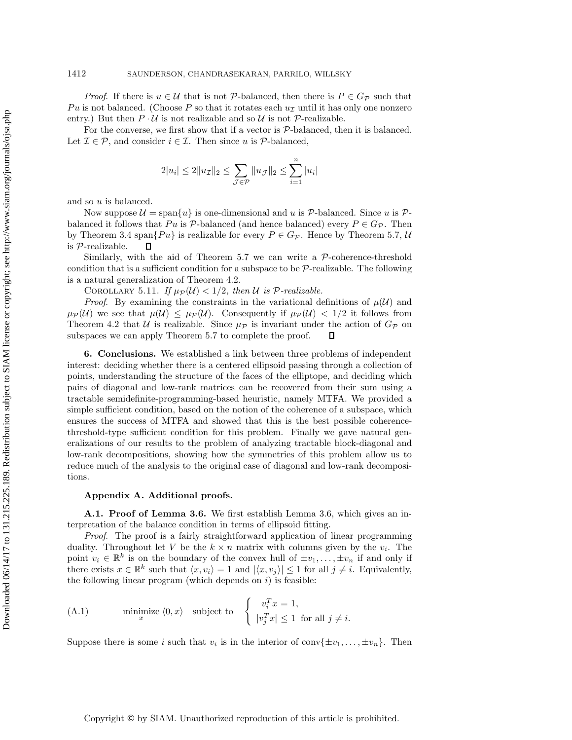*Proof*. If there is $u \in \mathcal{U}$ that is not $\mathcal{P}$-balanced, then there is $P \in G_{\mathcal{P}}$ such that $Pu$ is not balanced. (Choose $P$ so that it rotates each $u_{\mathcal{I}}$ until it has only one nonzero entry.) But then $P \cdot \mathcal{U}$ is not realizable and so $\mathcal{U}$ is not $\mathcal{P}$-realizable.

For the converse, we first show that if a vector is $\mathcal{P}$-balanced, then it is balanced. Let $\mathcal{I} \in \mathcal{P}$, and consider $i \in \mathcal{I}$. Then since $u$ is $\mathcal{P}$-balanced,

$$2|u_i| \leq 2\|u_{\mathcal{I}}\|_2 \leq \sum_{\mathcal{J} \in \mathcal{P}} \|u_{\mathcal{J}}\|_2 \leq \sum_{i=1}^{n} |u_i|$$

and so $u$ is balanced.

Now suppose $\mathcal{U} = \text{span}\{u\}$ is one-dimensional and $u$ is $\mathcal{P}$-balanced. Since $u$ is $\mathcal{P}$-balanced it follows that $Pu$ is $\mathcal{P}$-balanced (and hence balanced) every $P \in G_{\mathcal{P}}$. Then by Theorem 3.4 $\text{span}\{Pu\}$ is realizable for every $P \in G_{\mathcal{P}}$. Hence by Theorem 5.7, $\mathcal{U}$ is $\mathcal{P}$-realizable. ∎

Similarly, with the aid of Theorem 5.7 we can write a $\mathcal{P}$-coherence-threshold condition that is a sufficient condition for a subspace to be $\mathcal{P}$-realizable. The following is a natural generalization of Theorem 4.2.

COROLLARY 5.11. *If $\mu_{\mathcal{P}}(\mathcal{U}) < 1/2$, then $\mathcal{U}$ is $\mathcal{P}$-realizable.*

*Proof*. By examining the constraints in the variational definitions of $\mu(\mathcal{U})$ and $\mu_{\mathcal{P}}(\mathcal{U})$ we see that $\mu(\mathcal{U}) \leq \mu_{\mathcal{P}}(\mathcal{U})$. Consequently if $\mu_{\mathcal{P}}(\mathcal{U}) < 1/2$ it follows from Theorem 4.2 that $\mathcal{U}$ is realizable. Since $\mu_{\mathcal{P}}$ is invariant under the action of $G_{\mathcal{P}}$ on subspaces we can apply Theorem 5.7 to complete the proof. ∎

## 6. Conclusions.

We established a link between three problems of independent interest: deciding whether there is a centered ellipsoid passing through a collection of points, understanding the structure of the faces of the elliptope, and deciding which pairs of diagonal and low-rank matrices can be recovered from their sum using a tractable semidefinite-programming-based heuristic, namely MTFA. We provided a simple sufficient condition, based on the notion of the coherence of a subspace, which ensures the success of MTFA and showed that this is the best possible coherence-threshold-type sufficient condition for this problem. Finally we gave natural generalizations of our results to the problem of analyzing tractable block-diagonal and low-rank decompositions, showing how the symmetries of this problem allow us to reduce much of the analysis to the original case of diagonal and low-rank decompositions.

## Appendix A. Additional proofs.

### A.1. Proof of Lemma 3.6.

We first establish Lemma 3.6, which gives an interpretation of the balance condition in terms of ellipsoid fitting.

*Proof*. The proof is a fairly straightforward application of linear programming duality. Throughout let $V$ be the $k \times n$ matrix with columns given by the $v_i$. The point $v_i \in \mathbb{R}^k$ is on the boundary of the convex hull of $\pm v_1, \ldots, \pm v_n$ if and only if there exists $x \in \mathbb{R}^k$ such that $\langle x, v_i \rangle = 1$ and $|\langle x, v_j \rangle| \leq 1$ for all $j \neq i$. Equivalently, the following linear program (which depends on $i$) is feasible:

$$\text{(A.1)} \qquad \underset{x}{\text{minimize}}\ \langle 0, x \rangle \quad \text{subject to} \quad \begin{cases} v_i^T x = 1, \\ |v_j^T x| \leq 1 \ \text{ for all } j \neq i. \end{cases}$$

Suppose there is some $i$ such that $v_i$ is in the interior of $\text{conv}\{\pm v_1, \ldots, \pm v_n\}$. Then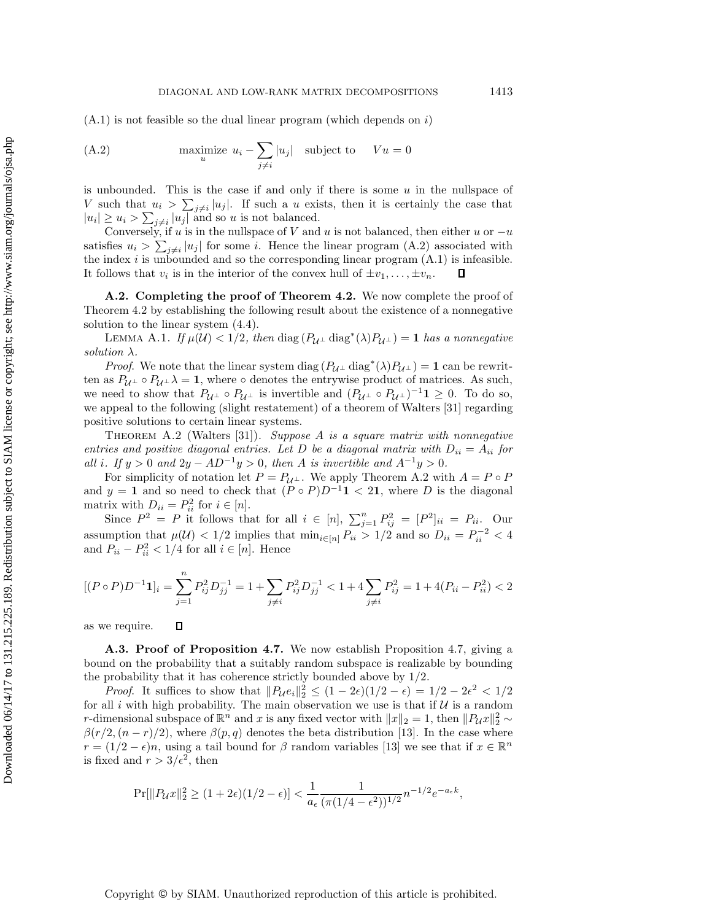(A.1) is not feasible so the dual linear program (which depends on $i$)

$$\text{(A.2)} \qquad \underset{u}{\text{maximize}} \; u_i - \sum_{j \neq i} |u_j| \quad \text{subject to} \quad Vu = 0$$

is unbounded. This is the case if and only if there is some $u$ in the nullspace of $V$ such that $u_i > \sum_{j \neq i} |u_j|$. If such a $u$ exists, then it is certainly the case that $|u_i| \geq u_i > \sum_{j \neq i} |u_j|$ and so $u$ is not balanced.

Conversely, if $u$ is in the nullspace of $V$ and $u$ is not balanced, then either $u$ or $-u$ satisfies $u_i > \sum_{j \neq i} |u_j|$ for some $i$. Hence the linear program (A.2) associated with the index $i$ is unbounded and so the corresponding linear program (A.1) is infeasible. It follows that $v_i$ is in the interior of the convex hull of $\pm v_1, \ldots, \pm v_n$. ∎

**A.2. Completing the proof of Theorem 4.2.** We now complete the proof of Theorem 4.2 by establishing the following result about the existence of a nonnegative solution to the linear system (4.4).

LEMMA A.1. *If $\mu(\mathcal{U}) < 1/2$, then $\operatorname{diag}(P_{\mathcal{U}^\perp} \operatorname{diag}^*(\lambda) P_{\mathcal{U}^\perp}) = \mathbf{1}$ has a nonnegative solution $\lambda$.*

*Proof.* We note that the linear system $\operatorname{diag}(P_{\mathcal{U}^\perp} \operatorname{diag}^*(\lambda) P_{\mathcal{U}^\perp}) = \mathbf{1}$ can be rewritten as $P_{\mathcal{U}^\perp} \circ P_{\mathcal{U}^\perp} \lambda = \mathbf{1}$, where $\circ$ denotes the entrywise product of matrices. As such, we need to show that $P_{\mathcal{U}^\perp} \circ P_{\mathcal{U}^\perp}$ is invertible and $(P_{\mathcal{U}^\perp} \circ P_{\mathcal{U}^\perp})^{-1} \mathbf{1} \geq 0$. To do so, we appeal to the following (slight restatement) of a theorem of Walters [31] regarding positive solutions to certain linear systems.

THEOREM A.2 (Walters [31]). *Suppose $A$ is a square matrix with nonnegative entries and positive diagonal entries. Let $D$ be a diagonal matrix with $D_{ii} = A_{ii}$ for all $i$. If $y > 0$ and $2y - AD^{-1}y > 0$, then $A$ is invertible and $A^{-1}y > 0$.*

For simplicity of notation let $P = P_{\mathcal{U}^\perp}$. We apply Theorem A.2 with $A = P \circ P$ and $y = \mathbf{1}$ and so need to check that $(P \circ P) D^{-1} \mathbf{1} < 2\mathbf{1}$, where $D$ is the diagonal matrix with $D_{ii} = P_{ii}^2$ for $i \in [n]$.

Since $P^2 = P$ it follows that for all $i \in [n]$, $\sum_{j=1}^n P_{ij}^2 = [P^2]_{ii} = P_{ii}$. Our assumption that $\mu(\mathcal{U}) < 1/2$ implies that $\min_{i \in [n]} P_{ii} > 1/2$ and so $D_{ii} = P_{ii}^{-2} < 4$ and $P_{ii} - P_{ii}^2 < 1/4$ for all $i \in [n]$. Hence

$$[(P \circ P) D^{-1} \mathbf{1}]_i = \sum_{j=1}^n P_{ij}^2 D_{jj}^{-1} = 1 + \sum_{j \neq i} P_{ij}^2 D_{jj}^{-1} < 1 + 4 \sum_{j \neq i} P_{ij}^2 = 1 + 4(P_{ii} - P_{ii}^2) < 2$$

as we require. ∎

**A.3. Proof of Proposition 4.7.** We now establish Proposition 4.7, giving a bound on the probability that a suitably random subspace is realizable by bounding the probability that it has coherence strictly bounded above by $1/2$.

*Proof.* It suffices to show that $\|P_{\mathcal{U}} e_i\|_2^2 \leq (1 - 2\epsilon)(1/2 - \epsilon) = 1/2 - 2\epsilon^2 < 1/2$ for all $i$ with high probability. The main observation we use is that if $\mathcal{U}$ is a random $r$-dimensional subspace of $\mathbb{R}^n$ and $x$ is any fixed vector with $\|x\|_2 = 1$, then $\|P_{\mathcal{U}} x\|_2^2 \sim \beta(r/2, (n-r)/2)$, where $\beta(p, q)$ denotes the beta distribution [13]. In the case where $r = (1/2 - \epsilon)n$, using a tail bound for $\beta$ random variables [13] we see that if $x \in \mathbb{R}^n$ is fixed and $r > 3/\epsilon^2$, then

$$\Pr[\|P_{\mathcal{U}} x\|_2^2 \geq (1 + 2\epsilon)(1/2 - \epsilon)] < \frac{1}{a_\epsilon} \frac{1}{(\pi(1/4 - \epsilon^2))^{1/2}} n^{-1/2} e^{-a_\epsilon k},$$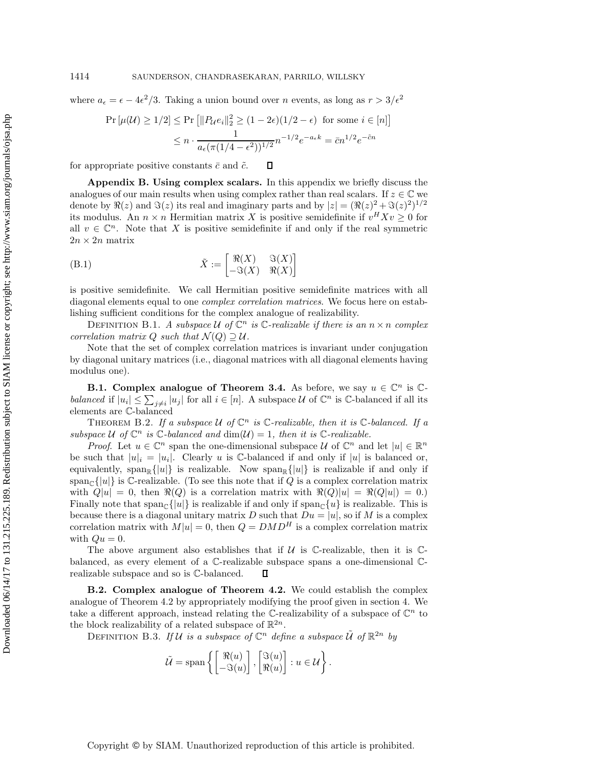where $a_\epsilon = \epsilon - 4\epsilon^2/3$. Taking a union bound over $n$ events, as long as $r > 3/\epsilon^2$

$$
\begin{aligned}
\Pr\left[\mu(\mathcal{U}) \geq 1/2\right] &\leq \Pr\left[\|P_{\mathcal{U}} e_i\|_2^2 \geq (1-2\epsilon)(1/2-\epsilon) \text{ for some } i \in [n]\right] \\
&\leq n \cdot \frac{1}{a_\epsilon(\pi(1/4-\epsilon^2))^{1/2}} n^{-1/2} e^{-a_\epsilon k} = \bar{c} n^{1/2} e^{-\tilde{c} n}
\end{aligned}
$$

for appropriate positive constants $\bar{c}$ and $\tilde{c}$. ∎

**Appendix B. Using complex scalars.** In this appendix we briefly discuss the analogues of our main results its when using complex rather than real scalars. If $z \in \mathbb{C}$ we denote by $\Re(z)$ and $\Im(z)$ its real and imaginary parts and by $|z| = (\Re(z)^2 + \Im(z)^2)^{1/2}$ its modulus. An $n \times n$ Hermitian matrix $X$ is positive semidefinite if $v^H X v \geq 0$ for all $v \in \mathbb{C}^n$. Note that $X$ is positive semidefinite if and only if the real symmetric $2n \times 2n$ matrix

$$
\tilde{X} := \begin{bmatrix} \Re(X) & \Im(X) \\ -\Im(X) & \Re(X) \end{bmatrix} \tag{B.1}
$$

is positive semidefinite. We call Hermitian positive semidefinite matrices with all diagonal elements equal to one *complex correlation matrices*. We focus here on establishing sufficient conditions for the complex analogue of realizability.

Definition B.1. *A subspace $\mathcal{U}$ of $\mathbb{C}^n$ is $\mathbb{C}$-realizable if there is an $n \times n$ complex correlation matrix $Q$ such that $\mathcal{N}(Q) \supseteq \mathcal{U}$.*

Note that the set of complex correlation matrices is invariant under conjugation by diagonal unitary matrices (i.e., diagonal matrices with all diagonal elements having modulus one).

**B.1. Complex analogue of Theorem 3.4.** As before, we say $u \in \mathbb{C}^n$ is $\mathbb{C}$-*balanced* if $|u_i| \leq \sum_{j \neq i} |u_j|$ for all $i \in [n]$. A subspace $\mathcal{U}$ of $\mathbb{C}^n$ is $\mathbb{C}$-balanced if all its elements are $\mathbb{C}$-balanced

Theorem B.2. *If a subspace $\mathcal{U}$ of $\mathbb{C}^n$ is $\mathbb{C}$-realizable, then it is $\mathbb{C}$-balanced. If a subspace $\mathcal{U}$ of $\mathbb{C}^n$ is $\mathbb{C}$-balanced and $\dim(\mathcal{U}) = 1$, then it is $\mathbb{C}$-realizable.*

*Proof.* Let $u \in \mathbb{C}^n$ span the one-dimensional subspace $\mathcal{U}$ of $\mathbb{C}^n$ and let $|u| \in \mathbb{R}^n$ be such that $|u|_i = |u_i|$. Clearly $u$ is $\mathbb{C}$-balanced if and only if $|u|$ is balanced or, equivalently, $\text{span}_{\mathbb{R}}\{|u|\}$ is realizable. Now $\text{span}_{\mathbb{R}}\{|u|\}$ is realizable if and only if $\text{span}_{\mathbb{C}}\{|u|\}$ is $\mathbb{C}$-realizable. (To see this note that if $Q$ is a complex correlation matrix with $Q|u| = 0$, then $\Re(Q)$ is a correlation matrix with $\Re(Q)|u| = \Re(Q|u|) = 0$.) Finally note that $\text{span}_{\mathbb{C}}\{|u|\}$ is realizable if and only if $\text{span}_{\mathbb{C}}\{u\}$ is realizable. This is because there is a diagonal unitary matrix $D$ such that $Du = |u|$, so if $M$ is a complex correlation matrix with $M|u| = 0$, then $Q = DMD^H$ is a complex correlation matrix with $Qu = 0$.

The above argument also establishes that if $\mathcal{U}$ is $\mathbb{C}$-realizable, then it is $\mathbb{C}$-balanced, as every element of a $\mathbb{C}$-realizable subspace spans a one-dimensional $\mathbb{C}$-realizable subspace and so is $\mathbb{C}$-balanced. ∎

**B.2. Complex analogue of Theorem 4.2.** We could establish the complex analogue of Theorem 4.2 by appropriately modifying the proof given in section 4. We take a different approach, instead relating the $\mathbb{C}$-realizability of a subspace of $\mathbb{C}^n$ to the block realizability of a related subspace of $\mathbb{R}^{2n}$.

Definition B.3. *If $\mathcal{U}$ is a subspace of $\mathbb{C}^n$ define a subspace $\tilde{\mathcal{U}}$ of $\mathbb{R}^{2n}$ by*

$$
\tilde{\mathcal{U}} = \text{span}\left\{ \begin{bmatrix} \Re(u) \\ -\Im(u) \end{bmatrix}, \begin{bmatrix} \Im(u) \\ \Re(u) \end{bmatrix} : u \in \mathcal{U} \right\}.
$$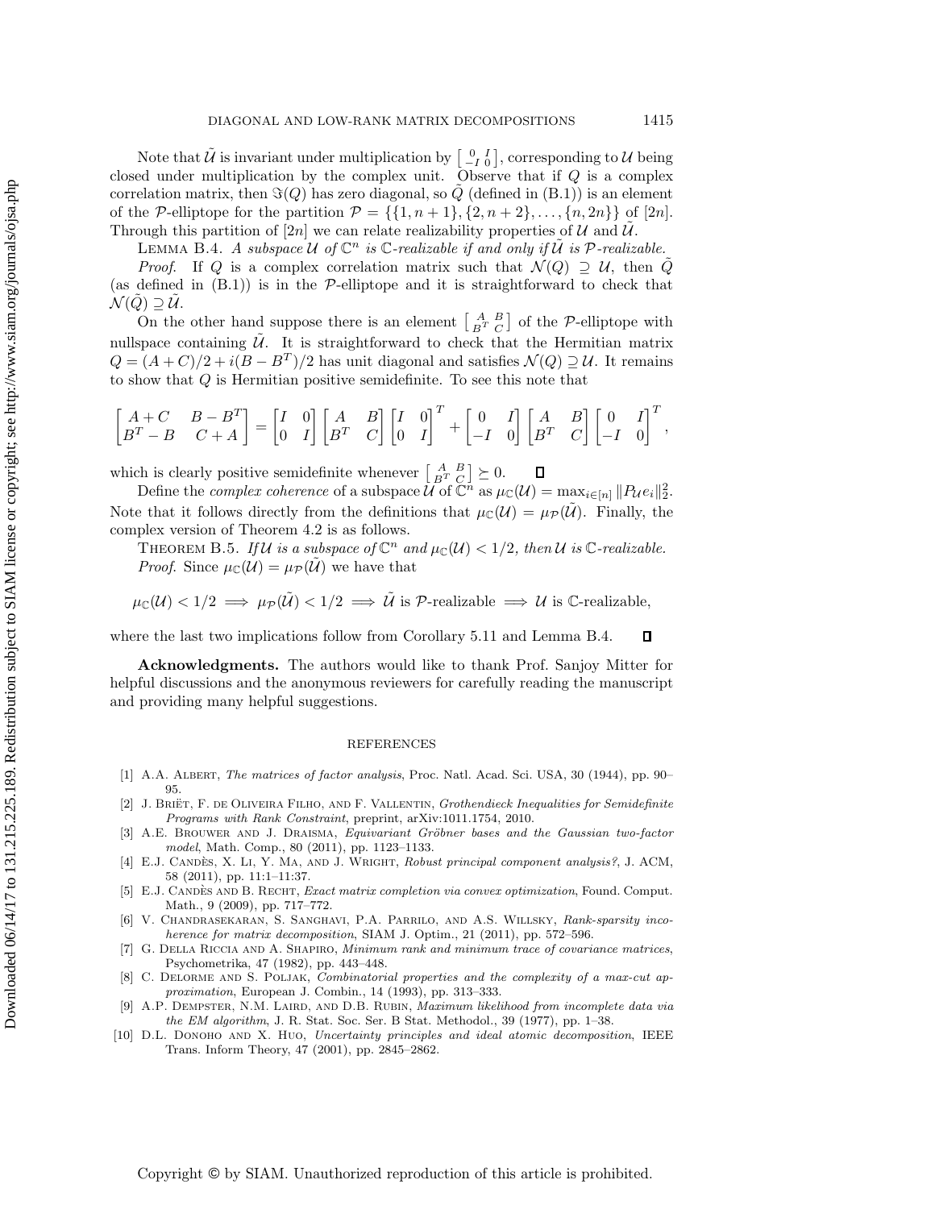Note that $\tilde{\mathcal{U}}$ is invariant under multiplication by $\left[\begin{smallmatrix} 0 & I \\ -I & 0 \end{smallmatrix}\right]$, corresponding to $\mathcal{U}$ being closed under multiplication by the complex unit. Observe that if $Q$ is a complex correlation matrix, then $\Im(Q)$ has zero diagonal, so $\tilde{Q}$ (defined in (B.1)) is an element of the $\mathcal{P}$-elliptope for the partition $\mathcal{P} = \{\{1, n+1\}, \{2, n+2\}, \ldots, \{n, 2n\}\}$ of $[2n]$. Through this partition of $[2n]$ we can relate realizability properties of $\mathcal{U}$ and $\tilde{\mathcal{U}}$.

Lemma B.4. *A subspace $\mathcal{U}$ of $\mathbb{C}^n$ is $\mathbb{C}$-realizable if and only if $\tilde{\mathcal{U}}$ is $\mathcal{P}$-realizable.*

*Proof.* If $Q$ is a complex correlation matrix such that $\mathcal{N}(Q) \supseteq \mathcal{U}$, then $\tilde{Q}$ (as defined in (B.1)) is in the $\mathcal{P}$-elliptope and it is straightforward to check that $\mathcal{N}(\tilde{Q}) \supseteq \tilde{\mathcal{U}}$.

On the other hand suppose there is an element $\left[\begin{smallmatrix} A & B \\ B^T & C \end{smallmatrix}\right]$ of the $\mathcal{P}$-elliptope with nullspace containing $\tilde{\mathcal{U}}$. It is straightforward to check that the Hermitian matrix $Q = (A+C)/2 + i(B - B^T)/2$ has unit diagonal and satisfies $\mathcal{N}(Q) \supseteq \mathcal{U}$. It remains to show that $Q$ is Hermitian positive semidefinite. To see this note that

$$\begin{bmatrix} A+C & B-B^T \\ B^T - B & C+A \end{bmatrix} = \begin{bmatrix} I & 0 \\ 0 & I \end{bmatrix} \begin{bmatrix} A & B \\ B^T & C \end{bmatrix} \begin{bmatrix} I & 0 \\ 0 & I \end{bmatrix}^T + \begin{bmatrix} 0 & I \\ -I & 0 \end{bmatrix} \begin{bmatrix} A & B \\ B^T & C \end{bmatrix} \begin{bmatrix} 0 & I \\ -I & 0 \end{bmatrix}^T,$$

which is clearly positive semidefinite whenever $\left[\begin{smallmatrix} A & B \\ B^T & C \end{smallmatrix}\right] \succeq 0$. ∎

Define the *complex coherence* of a subspace $\mathcal{U}$ of $\mathbb{C}^n$ as $\mu_{\mathbb{C}}(\mathcal{U}) = \max_{i \in [n]} \|P_{\mathcal{U}} e_i\|_2^2$. Note that it follows directly from the definitions that $\mu_{\mathbb{C}}(\mathcal{U}) = \mu_{\mathcal{P}}(\tilde{\mathcal{U}})$. Finally, the complex version of Theorem 4.2 is as follows.

Theorem B.5. *If $\mathcal{U}$ is a subspace of $\mathbb{C}^n$ and $\mu_{\mathbb{C}}(\mathcal{U}) < 1/2$, then $\mathcal{U}$ is $\mathbb{C}$-realizable.*

*Proof.* Since $\mu_{\mathbb{C}}(\mathcal{U}) = \mu_{\mathcal{P}}(\tilde{\mathcal{U}})$ we have that

$$\mu_{\mathbb{C}}(\mathcal{U}) < 1/2 \implies \mu_{\mathcal{P}}(\tilde{\mathcal{U}}) < 1/2 \implies \tilde{\mathcal{U}} \text{ is } \mathcal{P}\text{-realizable} \implies \mathcal{U} \text{ is } \mathbb{C}\text{-realizable},$$

where the last two implications follow from Corollary 5.11 and Lemma B.4. ∎

**Acknowledgments.** The authors would like to thank Prof. Sanjoy Mitter for helpful discussions and the anonymous reviewers for carefully reading the manuscript and providing many helpful suggestions.

## REFERENCES

[1] A.A. Albert, *The matrices of factor analysis*, Proc. Natl. Acad. Sci. USA, 30 (1944), pp. 90–95.

[2] J. Briët, F. de Oliveira Filho, and F. Vallentin, *Grothendieck Inequalities for Semidefinite Programs with Rank Constraint*, preprint, arXiv:1011.1754, 2010.

[3] A.E. Brouwer and J. Draisma, *Equivariant Gröbner bases and the Gaussian two-factor model*, Math. Comp., 80 (2011), pp. 1123–1133.

[4] E.J. Candès, X. Li, Y. Ma, and J. Wright, *Robust principal component analysis?*, J. ACM, 58 (2011), pp. 11:1–11:37.

[5] E.J. Candès and B. Recht, *Exact matrix completion via convex optimization*, Found. Comput. Math., 9 (2009), pp. 717–772.

[6] V. Chandrasekaran, S. Sanghavi, P.A. Parrilo, and A.S. Willsky, *Rank-sparsity incoherence for matrix decomposition*, SIAM J. Optim., 21 (2011), pp. 572–596.

[7] G. Della Riccia and A. Shapiro, *Minimum rank and minimum trace of covariance matrices*, Psychometrika, 47 (1982), pp. 443–448.

[8] C. Delorme and S. Poljak, *Combinatorial properties and the complexity of a max-cut approximation*, European J. Combin., 14 (1993), pp. 313–333.

[9] A.P. Dempster, N.M. Laird, and D.B. Rubin, *Maximum likelihood from incomplete data via the EM algorithm*, J. R. Stat. Soc. Ser. B Stat. Methodol., 39 (1977), pp. 1–38.

[10] D.L. Donoho and X. Huo, *Uncertainty principles and ideal atomic decomposition*, IEEE Trans. Inform Theory, 47 (2001), pp. 2845–2862.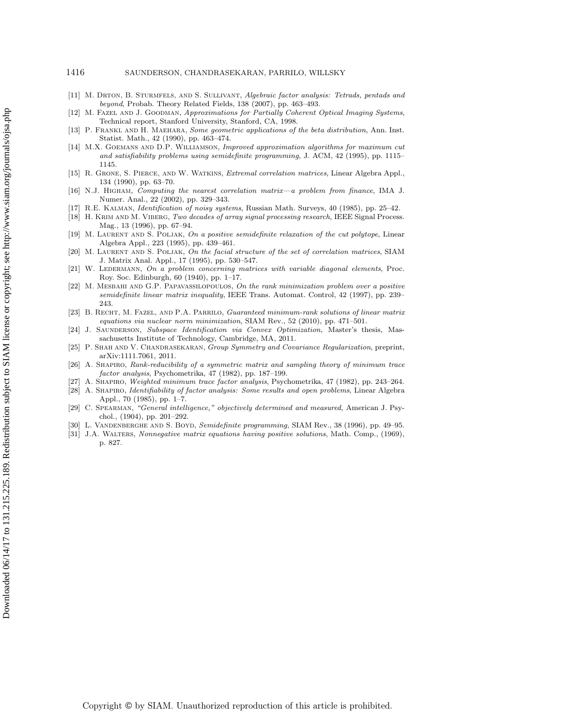[11] M. Drton, B. Sturmfels, and S. Sullivant, *Algebraic factor analysis: Tetrads, pentads and beyond*, Probab. Theory Related Fields, 138 (2007), pp. 463–493.

[12] M. Fazel and J. Goodman, *Approximations for Partially Coherent Optical Imaging Systems*, Technical report, Stanford University, Stanford, CA, 1998.

[13] P. Frankl and H. Maehara, *Some geometric applications of the beta distribution*, Ann. Inst. Statist. Math., 42 (1990), pp. 463–474.

[14] M.X. Goemans and D.P. Williamson, *Improved approximation algorithms for maximum cut and satisfiability problems using semidefinite programming*, J. ACM, 42 (1995), pp. 1115–1145.

[15] R. Grone, S. Pierce, and W. Watkins, *Extremal correlation matrices*, Linear Algebra Appl., 134 (1990), pp. 63–70.

[16] N.J. Higham, *Computing the nearest correlation matrix—a problem from finance*, IMA J. Numer. Anal., 22 (2002), pp. 329–343.

[17] R.E. Kalman, *Identification of noisy systems*, Russian Math. Surveys, 40 (1985), pp. 25–42.

[18] H. Krim and M. Viberg, *Two decades of array signal processing research*, IEEE Signal Process. Mag., 13 (1996), pp. 67–94.

[19] M. Laurent and S. Poljak, *On a positive semidefinite relaxation of the cut polytope*, Linear Algebra Appl., 223 (1995), pp. 439–461.

[20] M. Laurent and S. Poljak, *On the facial structure of the set of correlation matrices*, SIAM J. Matrix Anal. Appl., 17 (1995), pp. 530–547.

[21] W. Ledermann, *On a problem concerning matrices with variable diagonal elements*, Proc. Roy. Soc. Edinburgh, 60 (1940), pp. 1–17.

[22] M. Mesbahi and G.P. Papavassilopoulos, *On the rank minimization problem over a positive semidefinite linear matrix inequality*, IEEE Trans. Automat. Control, 42 (1997), pp. 239–243.

[23] B. Recht, M. Fazel, and P.A. Parrilo, *Guaranteed minimum-rank solutions of linear matrix equations via nuclear norm minimization*, SIAM Rev., 52 (2010), pp. 471–501.

[24] J. Saunderson, *Subspace Identification via Convex Optimization*, Master's thesis, Massachusetts Institute of Technology, Cambridge, MA, 2011.

[25] P. Shah and V. Chandrasekaran, *Group Symmetry and Covariance Regularization*, preprint, arXiv:1111.7061, 2011.

[26] A. Shapiro, *Rank-reducibility of a symmetric matrix and sampling theory of minimum trace factor analysis*, Psychometrika, 47 (1982), pp. 187–199.

[27] A. Shapiro, *Weighted minimum trace factor analysis*, Psychometrika, 47 (1982), pp. 243–264.

[28] A. Shapiro, *Identifiability of factor analysis: Some results and open problems*, Linear Algebra Appl., 70 (1985), pp. 1–7.

[29] C. Spearman, *"General intelligence," objectively determined and measured*, American J. Psychol., (1904), pp. 201–292.

[30] L. Vandenberghe and S. Boyd, *Semidefinite programming*, SIAM Rev., 38 (1996), pp. 49–95.

[31] J.A. Walters, *Nonnegative matrix equations having positive solutions*, Math. Comp., (1969), p. 827.